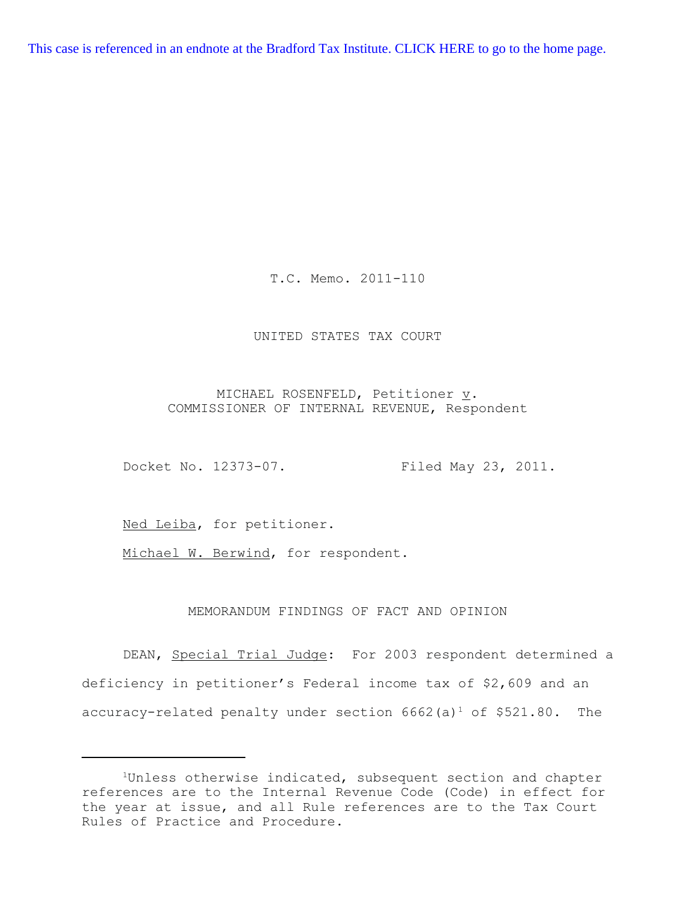This case is referenced in an endnote at the Bradford Tax Institute. CLICK HERE to go to the home page.

T.C. Memo. 2011-110

UNITED STATES TAX COURT

MICHAEL ROSENFELD, Petitioner v.
COMMISSIONER OF INTERNAL REVENUE, Respondent

Docket No. 12373-07. Filed May 23, 2011.

Ned Leiba, for petitioner.

Michael W. Berwind, for respondent.

MEMORANDUM FINDINGS OF FACT AND OPINION

DEAN, Special Trial Judge: For 2003 respondent determined a deficiency in petitioner's Federal income tax of $2,609 and an accuracy-related penalty under section 6662(a)[1] of $521.80. The

[1] Unless otherwise indicated, subsequent section and chapter references are to the Internal Revenue Code (Code) in effect for the year at issue, and all Rule references are to the Tax Court Rules of Practice and Procedure.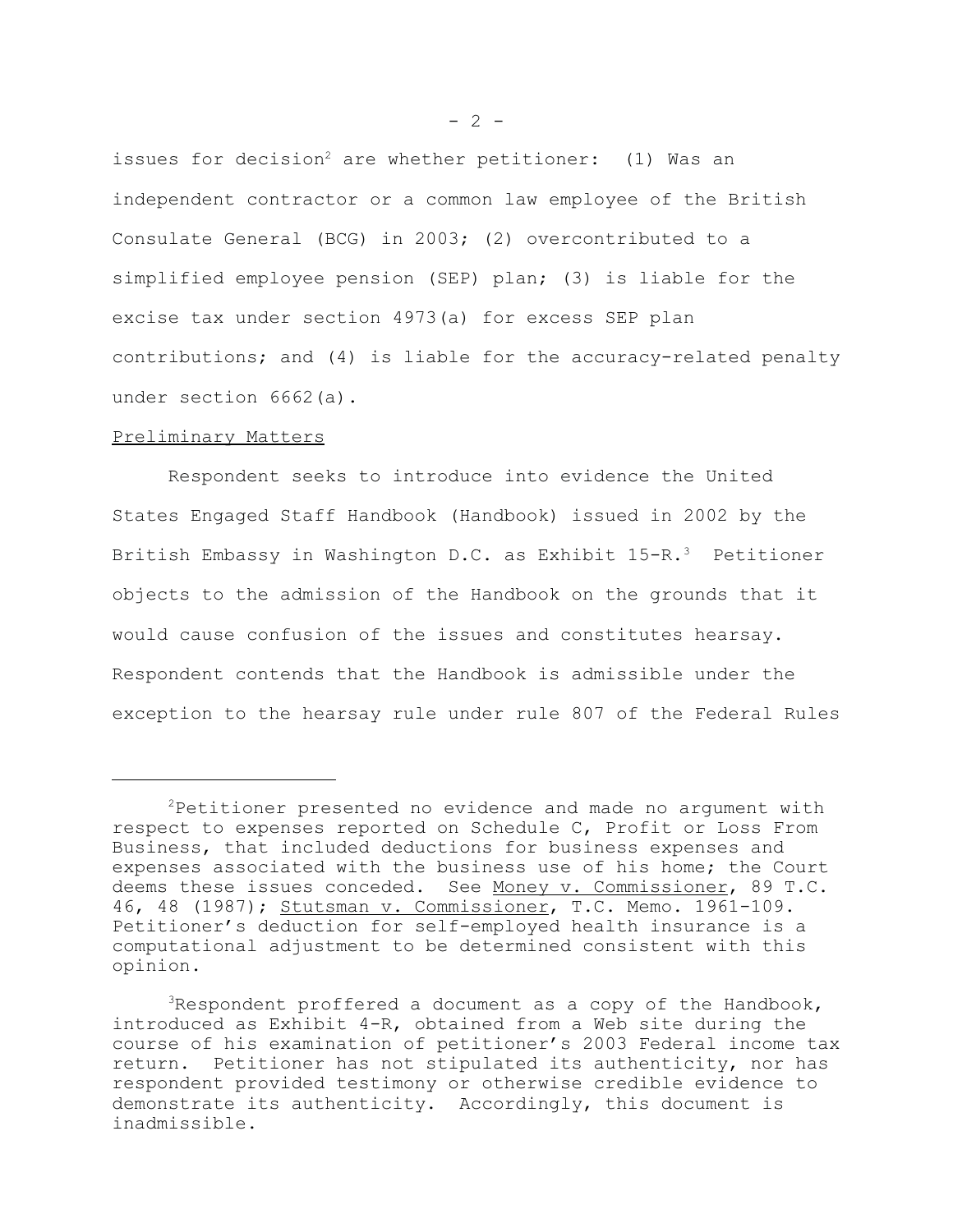issues for decision[2] are whether petitioner: (1) Was an independent contractor or a common law employee of the British Consulate General (BCG) in 2003; (2) overcontributed to a simplified employee pension (SEP) plan; (3) is liable for the excise tax under section 4973(a) for excess SEP plan contributions; and (4) is liable for the accuracy-related penalty under section 6662(a).

Preliminary Matters

Respondent seeks to introduce into evidence the United States Engaged Staff Handbook (Handbook) issued in 2002 by the British Embassy in Washington D.C. as Exhibit 15-R.[3] Petitioner objects to the admission of the Handbook on the grounds that it would cause confusion of the issues and constitutes hearsay. Respondent contends that the Handbook is admissible under the exception to the hearsay rule under rule 807 of the Federal Rules

---

[2]Petitioner presented no evidence and made no argument with respect to expenses reported on Schedule C, Profit or Loss From Business, that included deductions for business expenses and expenses associated with the business use of his home; the Court deems these issues conceded. See Money v. Commissioner, 89 T.C. 46, 48 (1987); Stutsman v. Commissioner, T.C. Memo. 1961-109. Petitioner's deduction for self-employed health insurance is a computational adjustment to be determined consistent with this opinion.

[3]Respondent proffered a document as a copy of the Handbook, introduced as Exhibit 4-R, obtained from a Web site during the course of his examination of petitioner's 2003 Federal income tax return. Petitioner has not stipulated its authenticity, nor has respondent provided testimony or otherwise credible evidence to demonstrate its authenticity. Accordingly, this document is inadmissible.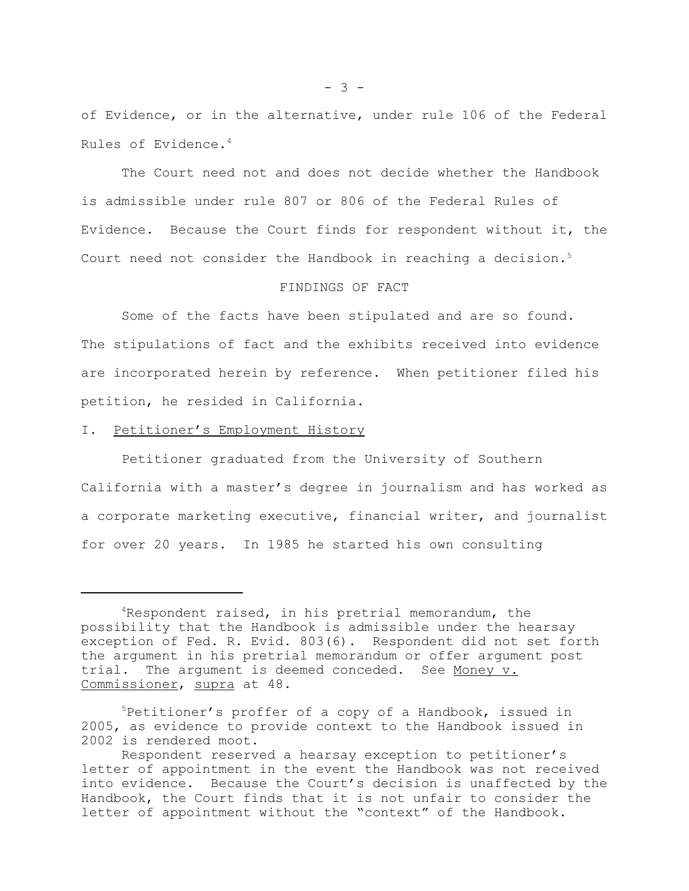of Evidence, or in the alternative, under rule 106 of the Federal Rules of Evidence.[4]

The Court need not and does not decide whether the Handbook is admissible under rule 807 or 806 of the Federal Rules of Evidence. Because the Court finds for respondent without it, the Court need not consider the Handbook in reaching a decision.[5]

FINDINGS OF FACT

Some of the facts have been stipulated and are so found. The stipulations of fact and the exhibits received into evidence are incorporated herein by reference. When petitioner filed his petition, he resided in California.

I. Petitioner's Employment History

Petitioner graduated from the University of Southern California with a master's degree in journalism and has worked as a corporate marketing executive, financial writer, and journalist for over 20 years. In 1985 he started his own consulting

---

[4]Respondent raised, in his pretrial memorandum, the possibility that the Handbook is admissible under the hearsay exception of Fed. R. Evid. 803(6). Respondent did not set forth the argument in his pretrial memorandum or offer argument post trial. The argument is deemed conceded. See Money v. Commissioner, supra at 48.

[5]Petitioner's proffer of a copy of a Handbook, issued in 2005, as evidence to provide context to the Handbook issued in 2002 is rendered moot.

Respondent reserved a hearsay exception to petitioner's letter of appointment in the event the Handbook was not received into evidence. Because the Court's decision is unaffected by the Handbook, the Court finds that it is not unfair to consider the letter of appointment without the "context" of the Handbook.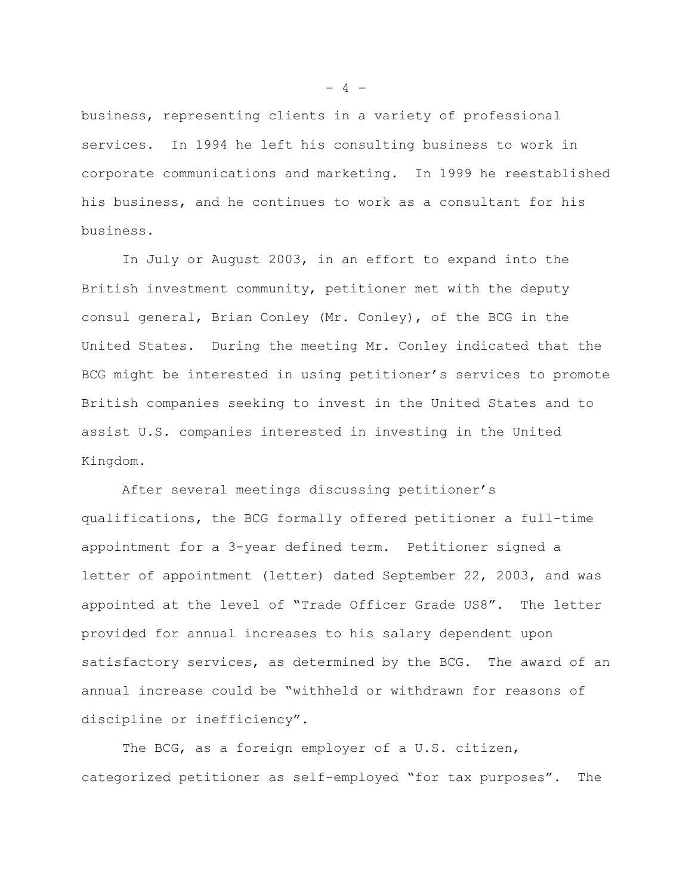business, representing clients in a variety of professional services. In 1994 he left his consulting business to work in corporate communications and marketing. In 1999 he reestablished his business, and he continues to work as a consultant for his business.

In July or August 2003, in an effort to expand into the British investment community, petitioner met with the deputy consul general, Brian Conley (Mr. Conley), of the BCG in the United States. During the meeting Mr. Conley indicated that the BCG might be interested in using petitioner's services to promote British companies seeking to invest in the United States and to assist U.S. companies interested in investing in the United Kingdom.

After several meetings discussing petitioner's qualifications, the BCG formally offered petitioner a full-time appointment for a 3-year defined term. Petitioner signed a letter of appointment (letter) dated September 22, 2003, and was appointed at the level of "Trade Officer Grade US8". The letter provided for annual increases to his salary dependent upon satisfactory services, as determined by the BCG. The award of an annual increase could be "withheld or withdrawn for reasons of discipline or inefficiency".

The BCG, as a foreign employer of a U.S. citizen, categorized petitioner as self-employed "for tax purposes". The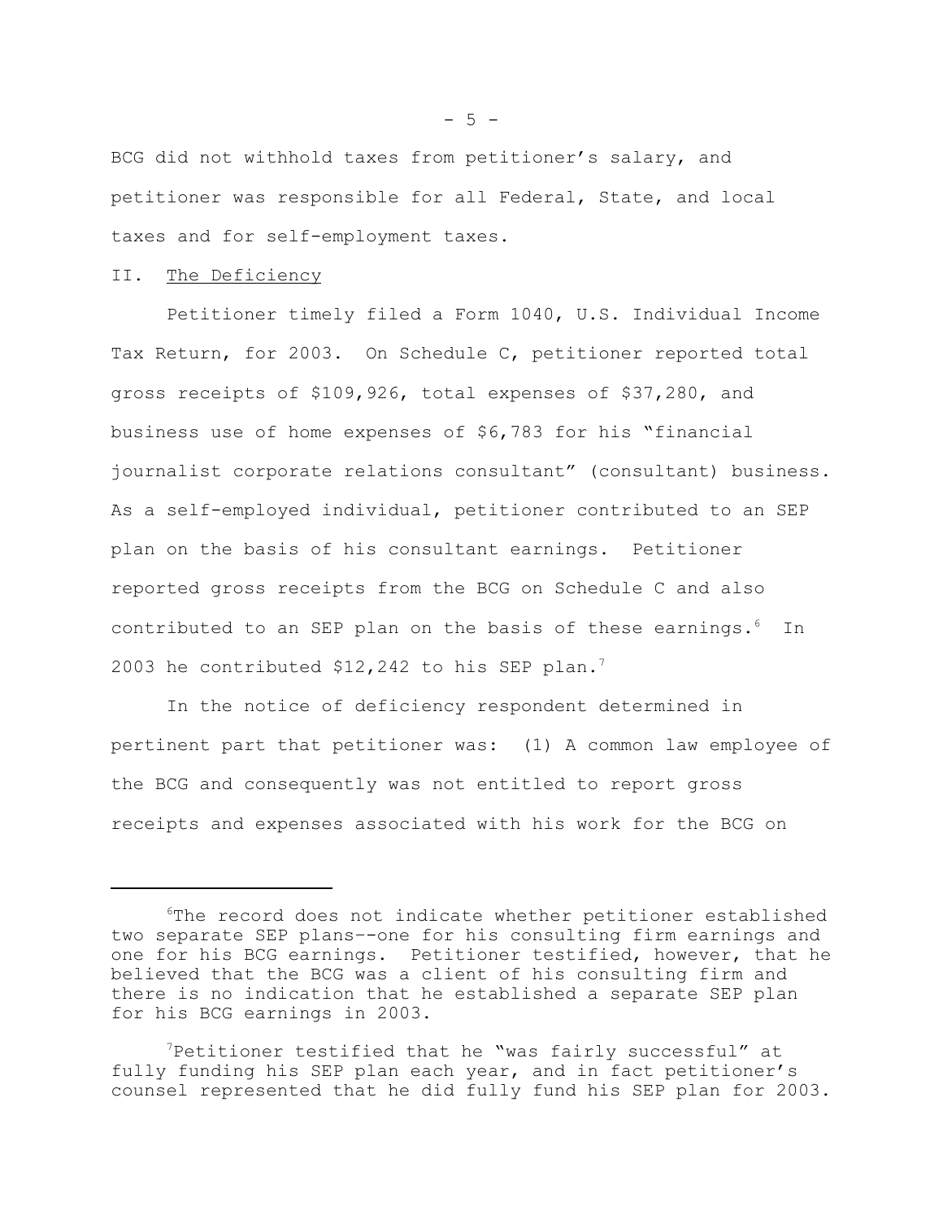BCG did not withhold taxes from petitioner's salary, and petitioner was responsible for all Federal, State, and local taxes and for self-employment taxes.

II. <u>The Deficiency</u>

Petitioner timely filed a Form 1040, U.S. Individual Income Tax Return, for 2003. On Schedule C, petitioner reported total gross receipts of $109,926, total expenses of $37,280, and business use of home expenses of $6,783 for his "financial journalist corporate relations consultant" (consultant) business. As a self-employed individual, petitioner contributed to an SEP plan on the basis of his consultant earnings. Petitioner reported gross receipts from the BCG on Schedule C and also contributed to an SEP plan on the basis of these earnings.[6] In 2003 he contributed $12,242 to his SEP plan.[7]

In the notice of deficiency respondent determined in pertinent part that petitioner was: (1) A common law employee of the BCG and consequently was not entitled to report gross receipts and expenses associated with his work for the BCG on

---

[6]The record does not indicate whether petitioner established two separate SEP plans--one for his consulting firm earnings and one for his BCG earnings. Petitioner testified, however, that he believed that the BCG was a client of his consulting firm and there is no indication that he established a separate SEP plan for his BCG earnings in 2003.

[7]Petitioner testified that he "was fairly successful" at fully funding his SEP plan each year, and in fact petitioner's counsel represented that he did fully fund his SEP plan for 2003.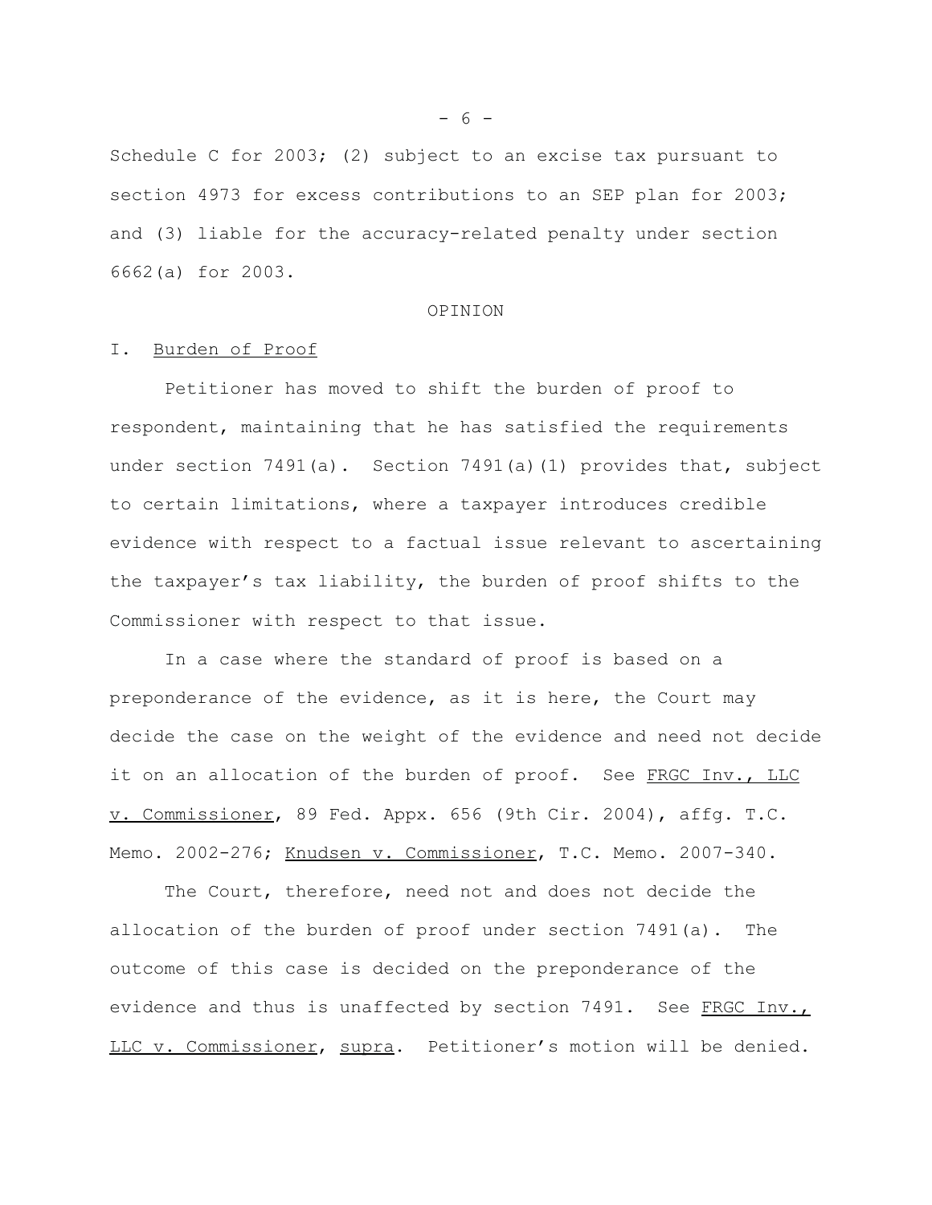Schedule C for 2003; (2) subject to an excise tax pursuant to section 4973 for excess contributions to an SEP plan for 2003; and (3) liable for the accuracy-related penalty under section 6662(a) for 2003.

OPINION

## I. Burden of Proof

Petitioner has moved to shift the burden of proof to respondent, maintaining that he has satisfied the requirements under section 7491(a). Section 7491(a)(1) provides that, subject to certain limitations, where a taxpayer introduces credible evidence with respect to a factual issue relevant to ascertaining the taxpayer's tax liability, the burden of proof shifts to the Commissioner with respect to that issue.

In a case where the standard of proof is based on a preponderance of the evidence, as it is here, the Court may decide the case on the weight of the evidence and need not decide it on an allocation of the burden of proof. See FRGC Inv., LLC v. Commissioner, 89 Fed. Appx. 656 (9th Cir. 2004), affg. T.C. Memo. 2002-276; Knudsen v. Commissioner, T.C. Memo. 2007-340.

The Court, therefore, need not and does not decide the allocation of the burden of proof under section 7491(a). The outcome of this case is decided on the preponderance of the evidence and thus is unaffected by section 7491. See FRGC Inv., LLC v. Commissioner, supra. Petitioner's motion will be denied.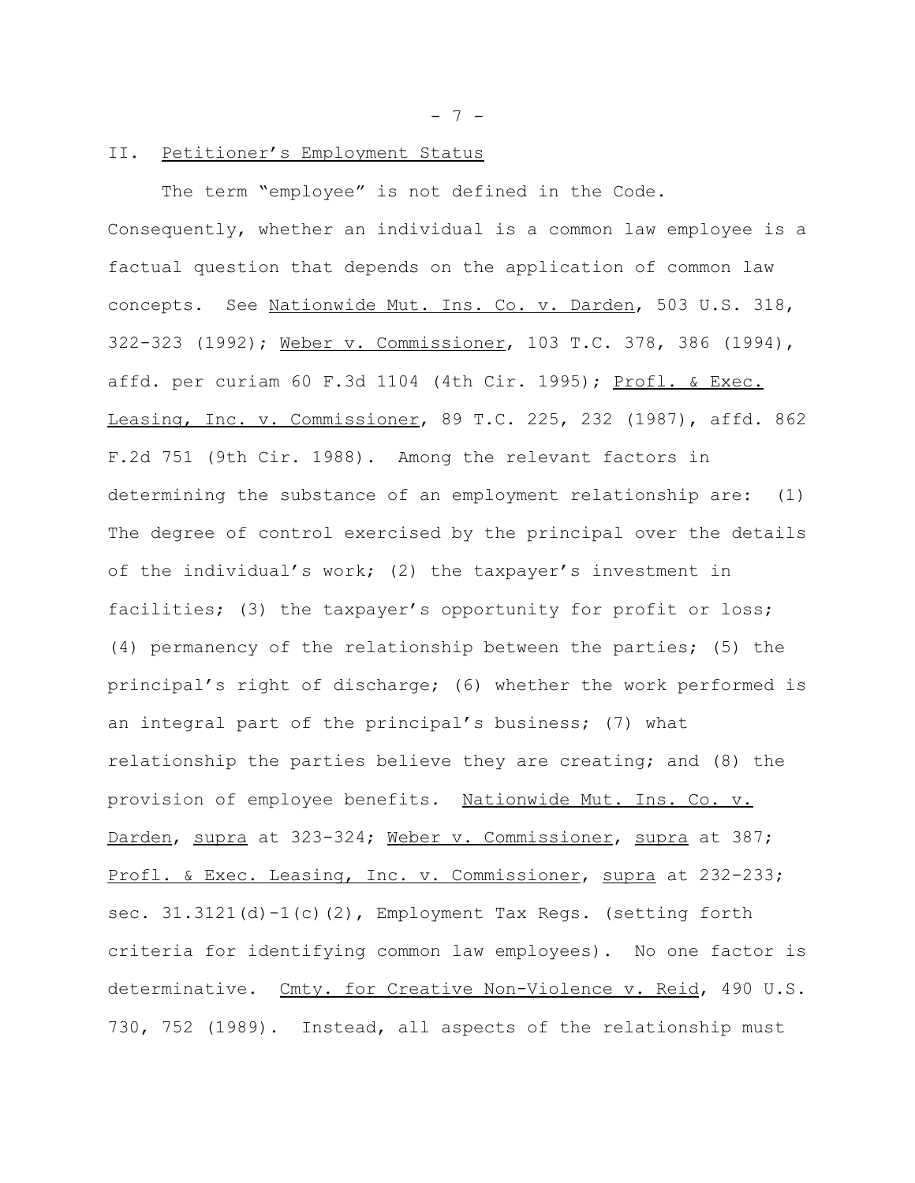## II. Petitioner's Employment Status

The term "employee" is not defined in the Code. Consequently, whether an individual is a common law employee is a factual question that depends on the application of common law concepts. See Nationwide Mut. Ins. Co. v. Darden, 503 U.S. 318, 322-323 (1992); Weber v. Commissioner, 103 T.C. 378, 386 (1994), affd. per curiam 60 F.3d 1104 (4th Cir. 1995); Profl. & Exec. Leasing, Inc. v. Commissioner, 89 T.C. 225, 232 (1987), affd. 862 F.2d 751 (9th Cir. 1988). Among the relevant factors in determining the substance of an employment relationship are: (1) The degree of control exercised by the principal over the details of the individual's work; (2) the taxpayer's investment in facilities; (3) the taxpayer's opportunity for profit or loss; (4) permanency of the relationship between the parties; (5) the principal's right of discharge; (6) whether the work performed is an integral part of the principal's business; (7) what relationship the parties believe they are creating; and (8) the provision of employee benefits. Nationwide Mut. Ins. Co. v. Darden, supra at 323-324; Weber v. Commissioner, supra at 387; Profl. & Exec. Leasing, Inc. v. Commissioner, supra at 232-233; sec. 31.3121(d)-1(c)(2), Employment Tax Regs. (setting forth criteria for identifying common law employees). No one factor is determinative. Cmty. for Creative Non-Violence v. Reid, 490 U.S. 730, 752 (1989). Instead, all aspects of the relationship must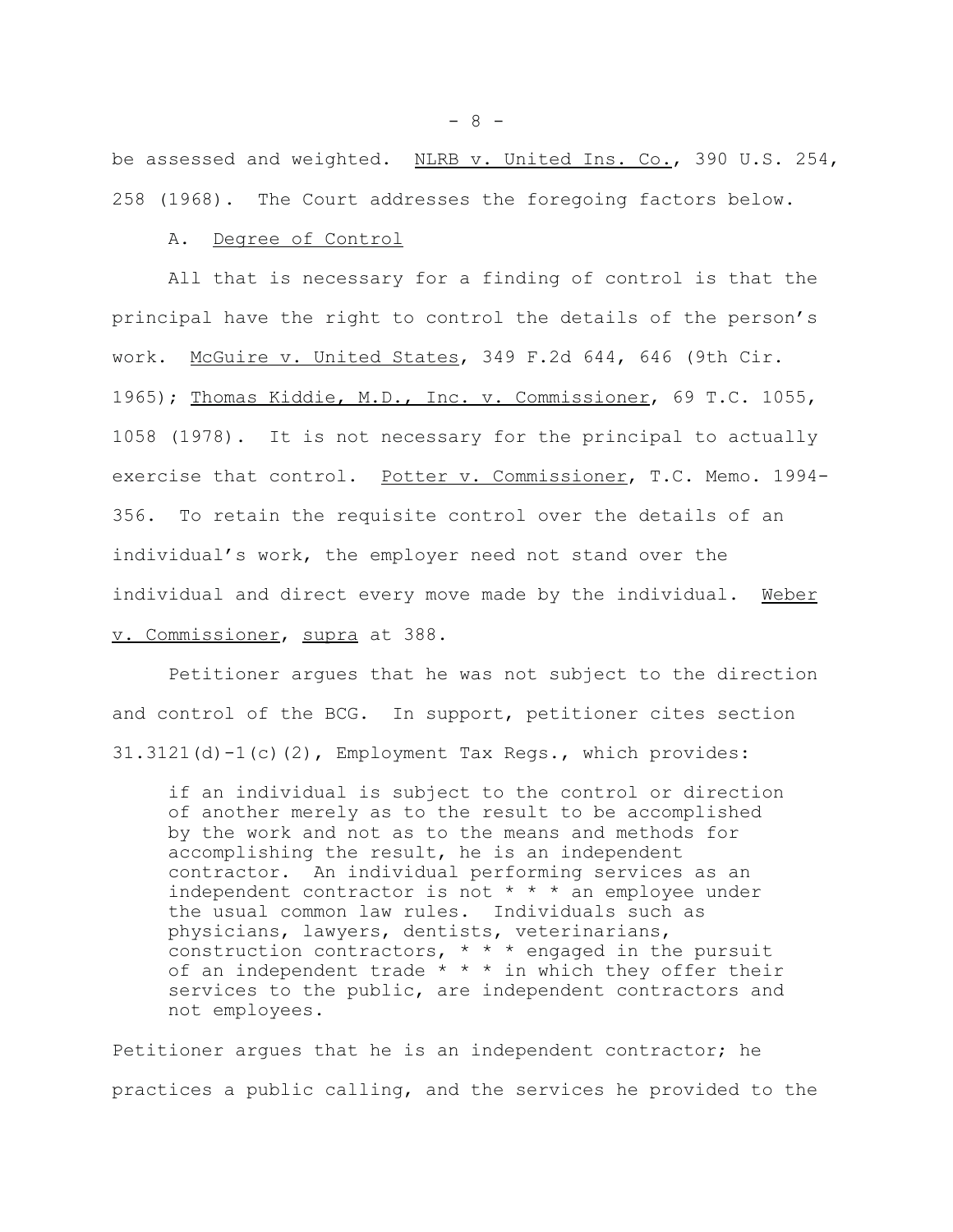be assessed and weighted. NLRB v. United Ins. Co., 390 U.S. 254, 258 (1968). The Court addresses the foregoing factors below.

A. Degree of Control

All that is necessary for a finding of control is that the principal have the right to control the details of the person's work. McGuire v. United States, 349 F.2d 644, 646 (9th Cir. 1965); Thomas Kiddie, M.D., Inc. v. Commissioner, 69 T.C. 1055, 1058 (1978). It is not necessary for the principal to actually exercise that control. Potter v. Commissioner, T.C. Memo. 1994-356. To retain the requisite control over the details of an individual's work, the employer need not stand over the individual and direct every move made by the individual. Weber v. Commissioner, supra at 388.

Petitioner argues that he was not subject to the direction and control of the BCG. In support, petitioner cites section 31.3121(d)-1(c)(2), Employment Tax Regs., which provides:

> if an individual is subject to the control or direction of another merely as to the result to be accomplished by the work and not as to the means and methods for accomplishing the result, he is an independent contractor. An individual performing services as an independent contractor is not * * * an employee under the usual common law rules. Individuals such as physicians, lawyers, dentists, veterinarians, construction contractors, * * * engaged in the pursuit of an independent trade * * * in which they offer their services to the public, are independent contractors and not employees.

Petitioner argues that he is an independent contractor; he practices a public calling, and the services he provided to the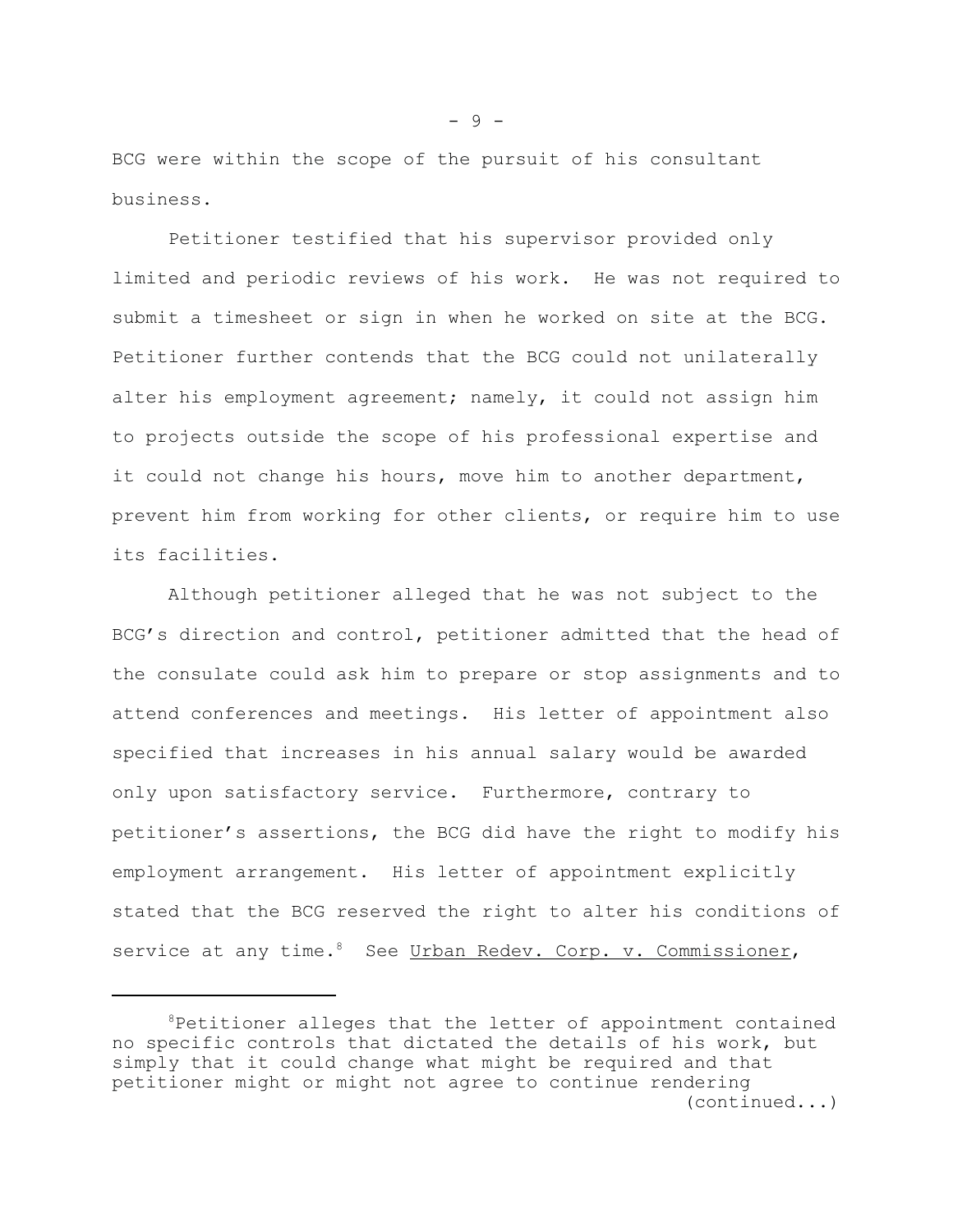BCG were within the scope of the pursuit of his consultant business.

Petitioner testified that his supervisor provided only limited and periodic reviews of his work. He was not required to submit a timesheet or sign in when he worked on site at the BCG. Petitioner further contends that the BCG could not unilaterally alter his employment agreement; namely, it could not assign him to projects outside the scope of his professional expertise and it could not change his hours, move him to another department, prevent him from working for other clients, or require him to use its facilities.

Although petitioner alleged that he was not subject to the BCG's direction and control, petitioner admitted that the head of the consulate could ask him to prepare or stop assignments and to attend conferences and meetings. His letter of appointment also specified that increases in his annual salary would be awarded only upon satisfactory service. Furthermore, contrary to petitioner's assertions, the BCG did have the right to modify his employment arrangement. His letter of appointment explicitly stated that the BCG reserved the right to alter his conditions of service at any time.[8] See Urban Redev. Corp. v. Commissioner,

---

[8]Petitioner alleges that the letter of appointment contained no specific controls that dictated the details of his work, but simply that it could change what might be required and that petitioner might or might not agree to continue rendering (continued...)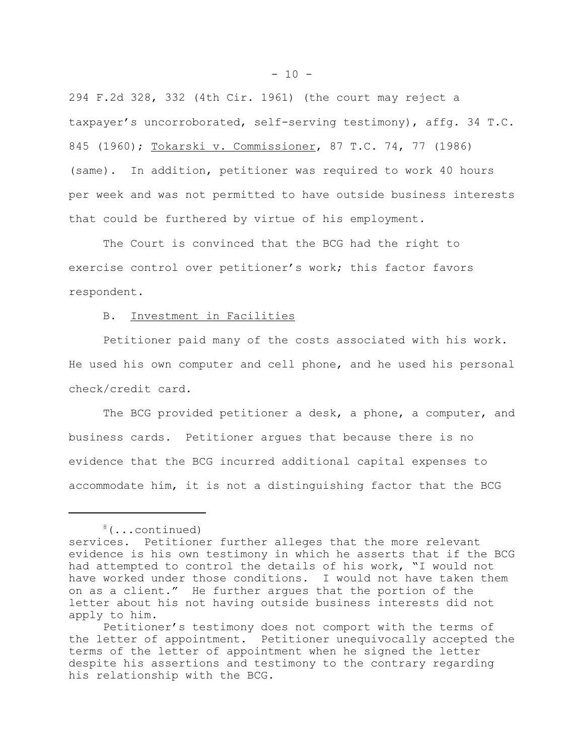294 F.2d 328, 332 (4th Cir. 1961) (the court may reject a taxpayer's uncorroborated, self-serving testimony), affg. 34 T.C. 845 (1960); Tokarski v. Commissioner, 87 T.C. 74, 77 (1986) (same). In addition, petitioner was required to work 40 hours per week and was not permitted to have outside business interests that could be furthered by virtue of his employment.

The Court is convinced that the BCG had the right to exercise control over petitioner's work; this factor favors respondent.

B. Investment in Facilities

Petitioner paid many of the costs associated with his work. He used his own computer and cell phone, and he used his personal check/credit card.

The BCG provided petitioner a desk, a phone, a computer, and business cards. Petitioner argues that because there is no evidence that the BCG incurred additional capital expenses to accommodate him, it is not a distinguishing factor that the BCG

---

[8](...continued)
services. Petitioner further alleges that the more relevant evidence is his own testimony in which he asserts that if the BCG had attempted to control the details of his work, "I would not have worked under those conditions. I would not have taken them on as a client." He further argues that the portion of the letter about his not having outside business interests did not apply to him.

Petitioner's testimony does not comport with the terms of the letter of appointment. Petitioner unequivocally accepted the terms of the letter of appointment when he signed the letter despite his assertions and testimony to the contrary regarding his relationship with the BCG.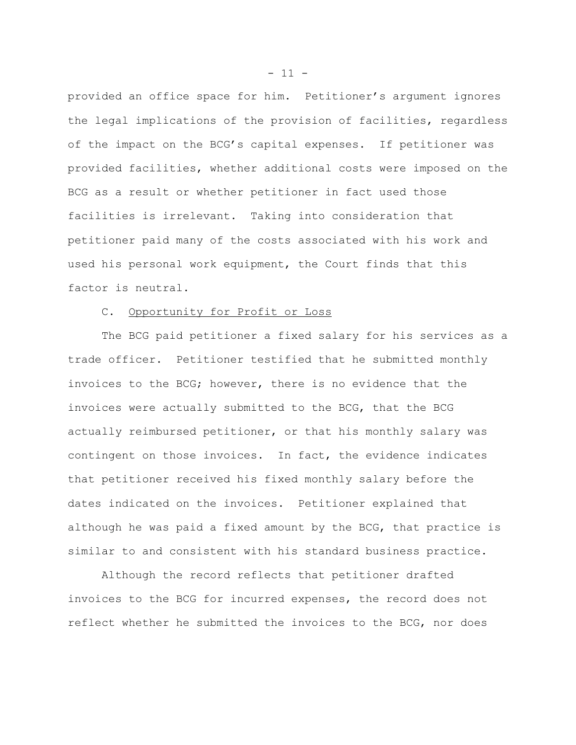provided an office space for him. Petitioner's argument ignores the legal implications of the provision of facilities, regardless of the impact on the BCG's capital expenses. If petitioner was provided facilities, whether additional costs were imposed on the BCG as a result or whether petitioner in fact used those facilities is irrelevant. Taking into consideration that petitioner paid many of the costs associated with his work and used his personal work equipment, the Court finds that this factor is neutral.

C. Opportunity for Profit or Loss

The BCG paid petitioner a fixed salary for his services as a trade officer. Petitioner testified that he submitted monthly invoices to the BCG; however, there is no evidence that the invoices were actually submitted to the BCG, that the BCG actually reimbursed petitioner, or that his monthly salary was contingent on those invoices. In fact, the evidence indicates that petitioner received his fixed monthly salary before the dates indicated on the invoices. Petitioner explained that although he was paid a fixed amount by the BCG, that practice is similar to and consistent with his standard business practice.

Although the record reflects that petitioner drafted invoices to the BCG for incurred expenses, the record does not reflect whether he submitted the invoices to the BCG, nor does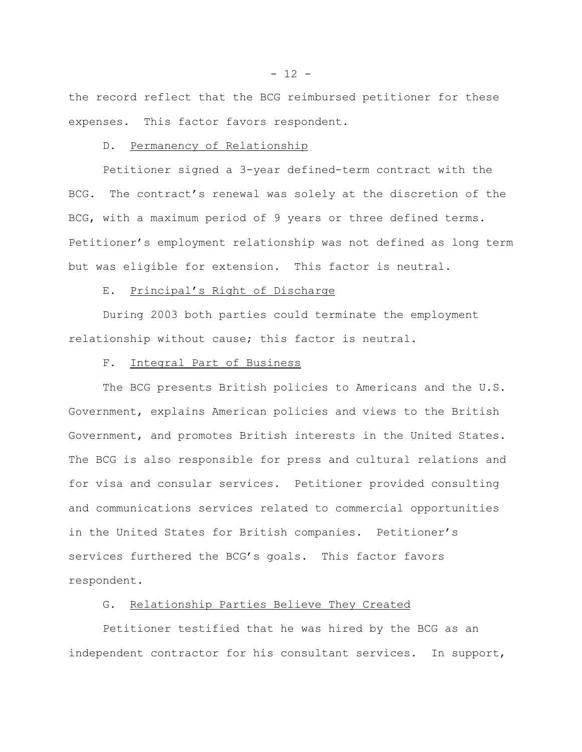the record reflect that the BCG reimbursed petitioner for these expenses. This factor favors respondent.

D. Permanency of Relationship

Petitioner signed a 3-year defined-term contract with the BCG. The contract's renewal was solely at the discretion of the BCG, with a maximum period of 9 years or three defined terms. Petitioner's employment relationship was not defined as long term but was eligible for extension. This factor is neutral.

E. Principal's Right of Discharge

During 2003 both parties could terminate the employment relationship without cause; this factor is neutral.

F. Integral Part of Business

The BCG presents British policies to Americans and the U.S. Government, explains American policies and views to the British Government, and promotes British interests in the United States. The BCG is also responsible for press and cultural relations and for visa and consular services. Petitioner provided consulting and communications services related to commercial opportunities in the United States for British companies. Petitioner's services furthered the BCG's goals. This factor favors respondent.

G. Relationship Parties Believe They Created

Petitioner testified that he was hired by the BCG as an independent contractor for his consultant services. In support,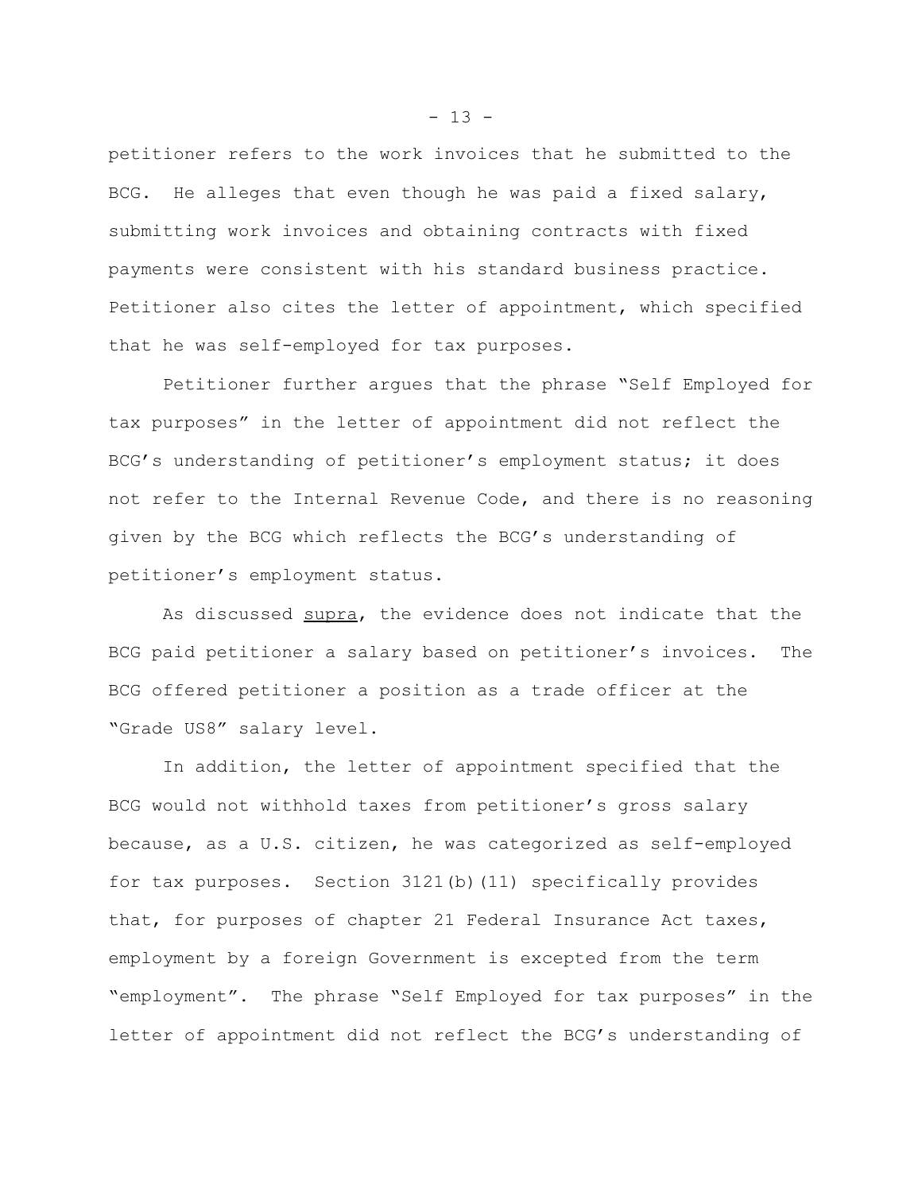petitioner refers to the work invoices that he submitted to the BCG. He alleges that even though he was paid a fixed salary, submitting work invoices and obtaining contracts with fixed payments were consistent with his standard business practice. Petitioner also cites the letter of appointment, which specified that he was self-employed for tax purposes.

Petitioner further argues that the phrase "Self Employed for tax purposes" in the letter of appointment did not reflect the BCG's understanding of petitioner's employment status; it does not refer to the Internal Revenue Code, and there is no reasoning given by the BCG which reflects the BCG's understanding of petitioner's employment status.

As discussed supra, the evidence does not indicate that the BCG paid petitioner a salary based on petitioner's invoices. The BCG offered petitioner a position as a trade officer at the "Grade US8" salary level.

In addition, the letter of appointment specified that the BCG would not withhold taxes from petitioner's gross salary because, as a U.S. citizen, he was categorized as self-employed for tax purposes. Section 3121(b)(11) specifically provides that, for purposes of chapter 21 Federal Insurance Act taxes, employment by a foreign Government is excepted from the term "employment". The phrase "Self Employed for tax purposes" in the letter of appointment did not reflect the BCG's understanding of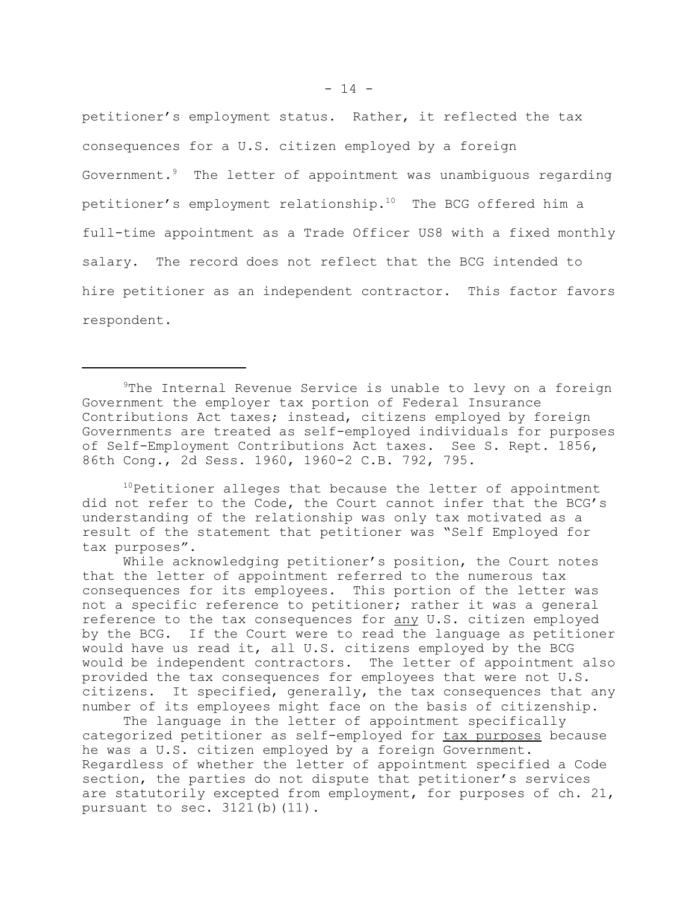petitioner's employment status. Rather, it reflected the tax consequences for a U.S. citizen employed by a foreign Government.[9] The letter of appointment was unambiguous regarding petitioner's employment relationship.[10] The BCG offered him a full-time appointment as a Trade Officer US8 with a fixed monthly salary. The record does not reflect that the BCG intended to hire petitioner as an independent contractor. This factor favors respondent.

---

[9]The Internal Revenue Service is unable to levy on a foreign Government the employer tax portion of Federal Insurance Contributions Act taxes; instead, citizens employed by foreign Governments are treated as self-employed individuals for purposes of Self-Employment Contributions Act taxes. See S. Rept. 1856, 86th Cong., 2d Sess. 1960, 1960-2 C.B. 792, 795.

[10]Petitioner alleges that because the letter of appointment did not refer to the Code, the Court cannot infer that the BCG's understanding of the relationship was only tax motivated as a result of the statement that petitioner was "Self Employed for tax purposes".

While acknowledging petitioner's position, the Court notes that the letter of appointment referred to the numerous tax consequences for its employees. This portion of the letter was not a specific reference to petitioner; rather it was a general reference to the tax consequences for <u>any</u> U.S. citizen employed by the BCG. If the Court were to read the language as petitioner would have us read it, all U.S. citizens employed by the BCG would be independent contractors. The letter of appointment also provided the tax consequences for employees that were not U.S. citizens. It specified, generally, the tax consequences that any number of its employees might face on the basis of citizenship.

The language in the letter of appointment specifically categorized petitioner as self-employed for <u>tax purposes</u> because he was a U.S. citizen employed by a foreign Government. Regardless of whether the letter of appointment specified a Code section, the parties do not dispute that petitioner's services are statutorily excepted from employment, for purposes of ch. 21, pursuant to sec. 3121(b)(11).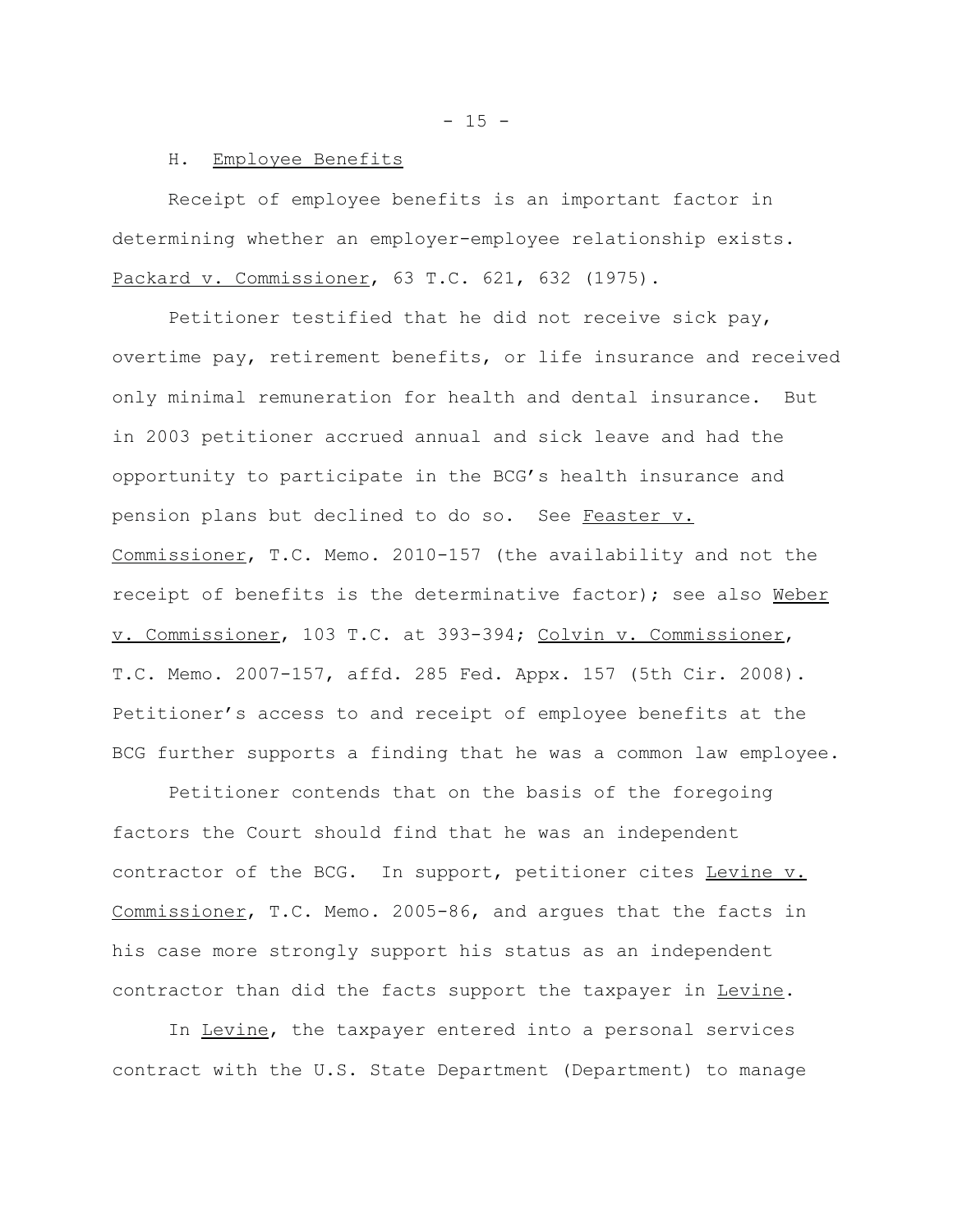H. Employee Benefits

Receipt of employee benefits is an important factor in determining whether an employer-employee relationship exists. Packard v. Commissioner, 63 T.C. 621, 632 (1975).

Petitioner testified that he did not receive sick pay, overtime pay, retirement benefits, or life insurance and received only minimal remuneration for health and dental insurance. But in 2003 petitioner accrued annual and sick leave and had the opportunity to participate in the BCG’s health insurance and pension plans but declined to do so. See Feaster v. Commissioner, T.C. Memo. 2010-157 (the availability and not the receipt of benefits is the determinative factor); see also Weber v. Commissioner, 103 T.C. at 393-394; Colvin v. Commissioner, T.C. Memo. 2007-157, affd. 285 Fed. Appx. 157 (5th Cir. 2008). Petitioner’s access to and receipt of employee benefits at the BCG further supports a finding that he was a common law employee.

Petitioner contends that on the basis of the foregoing factors the Court should find that he was an independent contractor of the BCG. In support, petitioner cites Levine v. Commissioner, T.C. Memo. 2005-86, and argues that the facts in his case more strongly support his status as an independent contractor than did the facts support the taxpayer in Levine.

In Levine, the taxpayer entered into a personal services contract with the U.S. State Department (Department) to manage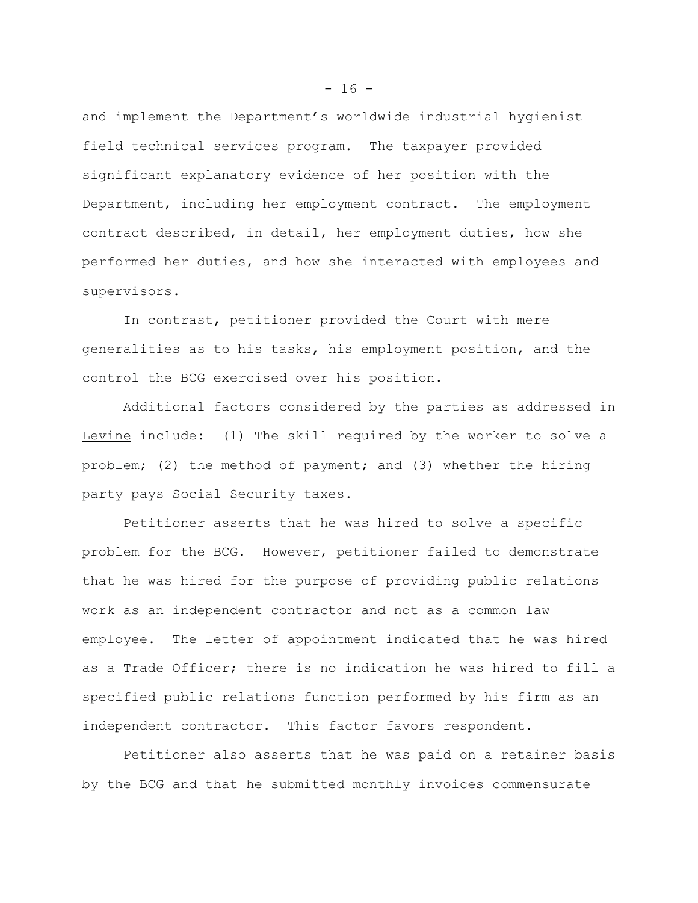and implement the Department's worldwide industrial hygienist field technical services program. The taxpayer provided significant explanatory evidence of her position with the Department, including her employment contract. The employment contract described, in detail, her employment duties, how she performed her duties, and how she interacted with employees and supervisors.

In contrast, petitioner provided the Court with mere generalities as to his tasks, his employment position, and the control the BCG exercised over his position.

Additional factors considered by the parties as addressed in Levine include: (1) The skill required by the worker to solve a problem; (2) the method of payment; and (3) whether the hiring party pays Social Security taxes.

Petitioner asserts that he was hired to solve a specific problem for the BCG. However, petitioner failed to demonstrate that he was hired for the purpose of providing public relations work as an independent contractor and not as a common law employee. The letter of appointment indicated that he was hired as a Trade Officer; there is no indication he was hired to fill a specified public relations function performed by his firm as an independent contractor. This factor favors respondent.

Petitioner also asserts that he was paid on a retainer basis by the BCG and that he submitted monthly invoices commensurate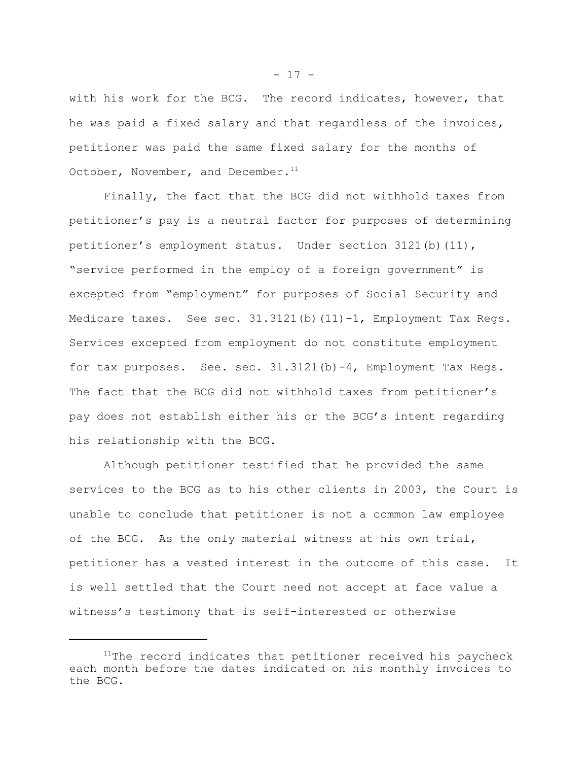with his work for the BCG. The record indicates, however, that he was paid a fixed salary and that regardless of the invoices, petitioner was paid the same fixed salary for the months of October, November, and December.[11]

Finally, the fact that the BCG did not withhold taxes from petitioner's pay is a neutral factor for purposes of determining petitioner's employment status. Under section 3121(b)(11), "service performed in the employ of a foreign government" is excepted from "employment" for purposes of Social Security and Medicare taxes. See sec. 31.3121(b)(11)-1, Employment Tax Regs. Services excepted from employment do not constitute employment for tax purposes. See. sec. 31.3121(b)-4, Employment Tax Regs. The fact that the BCG did not withhold taxes from petitioner's pay does not establish either his or the BCG's intent regarding his relationship with the BCG.

Although petitioner testified that he provided the same services to the BCG as to his other clients in 2003, the Court is unable to conclude that petitioner is not a common law employee of the BCG. As the only material witness at his own trial, petitioner has a vested interest in the outcome of this case. It is well settled that the Court need not accept at face value a witness's testimony that is self-interested or otherwise

---

[11]The record indicates that petitioner received his paycheck each month before the dates indicated on his monthly invoices to the BCG.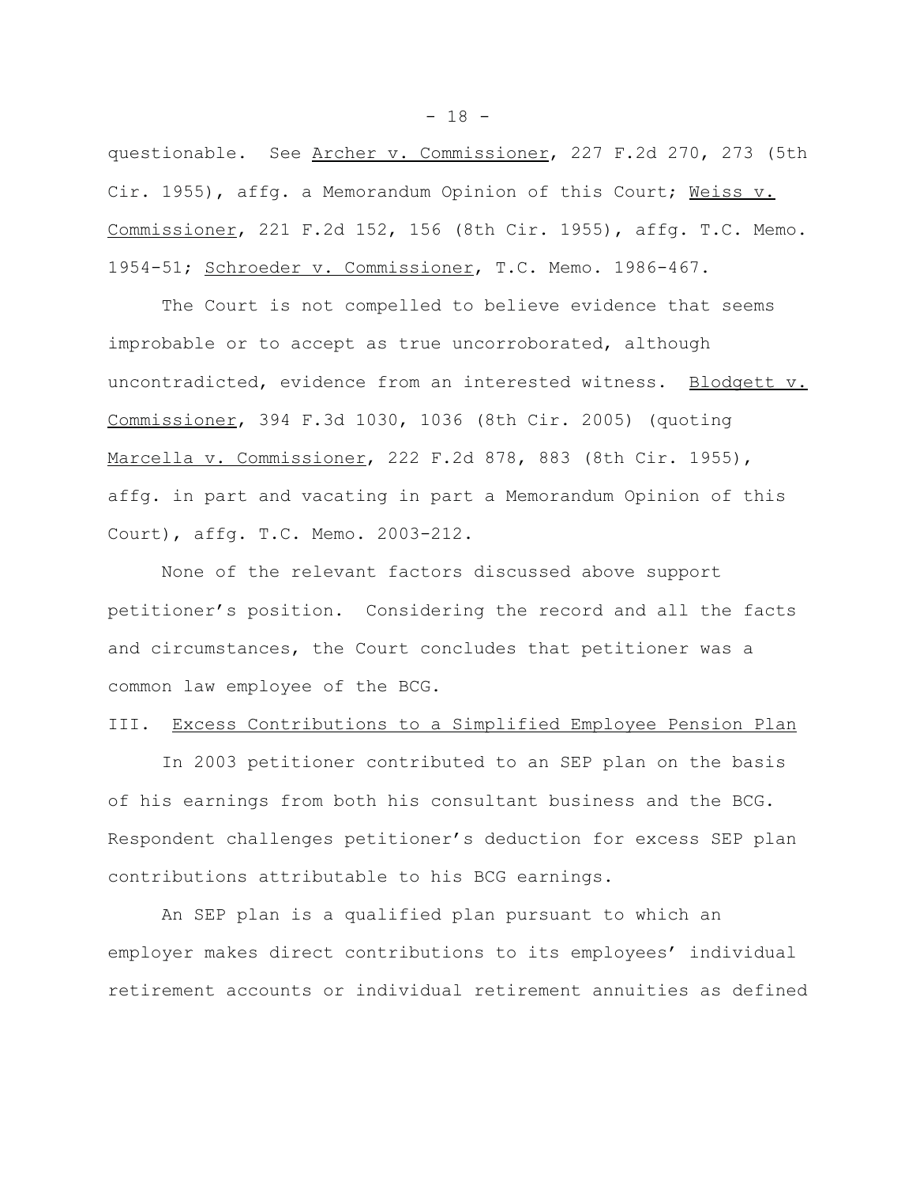questionable. See Archer v. Commissioner, 227 F.2d 270, 273 (5th Cir. 1955), affg. a Memorandum Opinion of this Court; Weiss v. Commissioner, 221 F.2d 152, 156 (8th Cir. 1955), affg. T.C. Memo. 1954-51; Schroeder v. Commissioner, T.C. Memo. 1986-467.

The Court is not compelled to believe evidence that seems improbable or to accept as true uncorroborated, although uncontradicted, evidence from an interested witness. Blodgett v. Commissioner, 394 F.3d 1030, 1036 (8th Cir. 2005) (quoting Marcella v. Commissioner, 222 F.2d 878, 883 (8th Cir. 1955), affg. in part and vacating in part a Memorandum Opinion of this Court), affg. T.C. Memo. 2003-212.

None of the relevant factors discussed above support petitioner's position. Considering the record and all the facts and circumstances, the Court concludes that petitioner was a common law employee of the BCG.

## III. Excess Contributions to a Simplified Employee Pension Plan

In 2003 petitioner contributed to an SEP plan on the basis of his earnings from both his consultant business and the BCG. Respondent challenges petitioner's deduction for excess SEP plan contributions attributable to his BCG earnings.

An SEP plan is a qualified plan pursuant to which an employer makes direct contributions to its employees' individual retirement accounts or individual retirement annuities as defined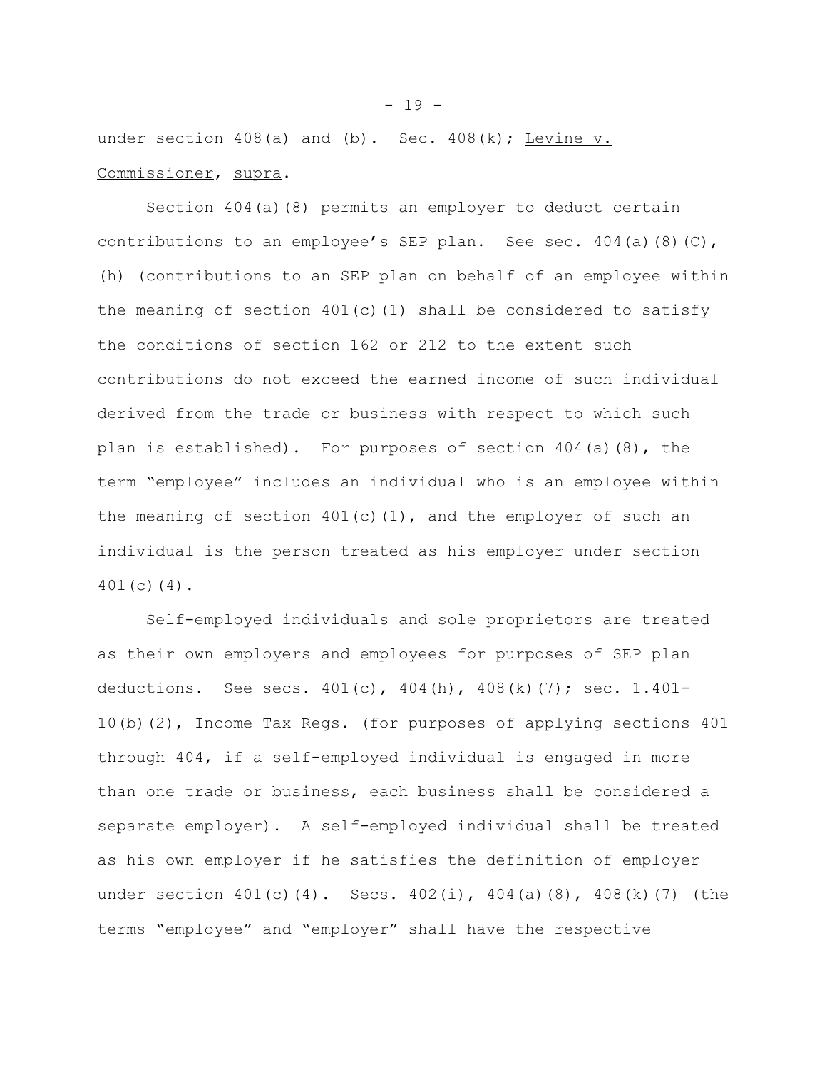under section 408(a) and (b). Sec. 408(k); Levine v. Commissioner, supra.

Section 404(a)(8) permits an employer to deduct certain contributions to an employee's SEP plan. See sec. 404(a)(8)(C), (h) (contributions to an SEP plan on behalf of an employee within the meaning of section 401(c)(1) shall be considered to satisfy the conditions of section 162 or 212 to the extent such contributions do not exceed the earned income of such individual derived from the trade or business with respect to which such plan is established). For purposes of section 404(a)(8), the term "employee" includes an individual who is an employee within the meaning of section 401(c)(1), and the employer of such an individual is the person treated as his employer under section 401(c)(4).

Self-employed individuals and sole proprietors are treated as their own employers and employees for purposes of SEP plan deductions. See secs. 401(c), 404(h), 408(k)(7); sec. 1.401-10(b)(2), Income Tax Regs. (for purposes of applying sections 401 through 404, if a self-employed individual is engaged in more than one trade or business, each business shall be considered a separate employer). A self-employed individual shall be treated as his own employer if he satisfies the definition of employer under section 401(c)(4). Secs. 402(i), 404(a)(8), 408(k)(7) (the terms "employee" and "employer" shall have the respective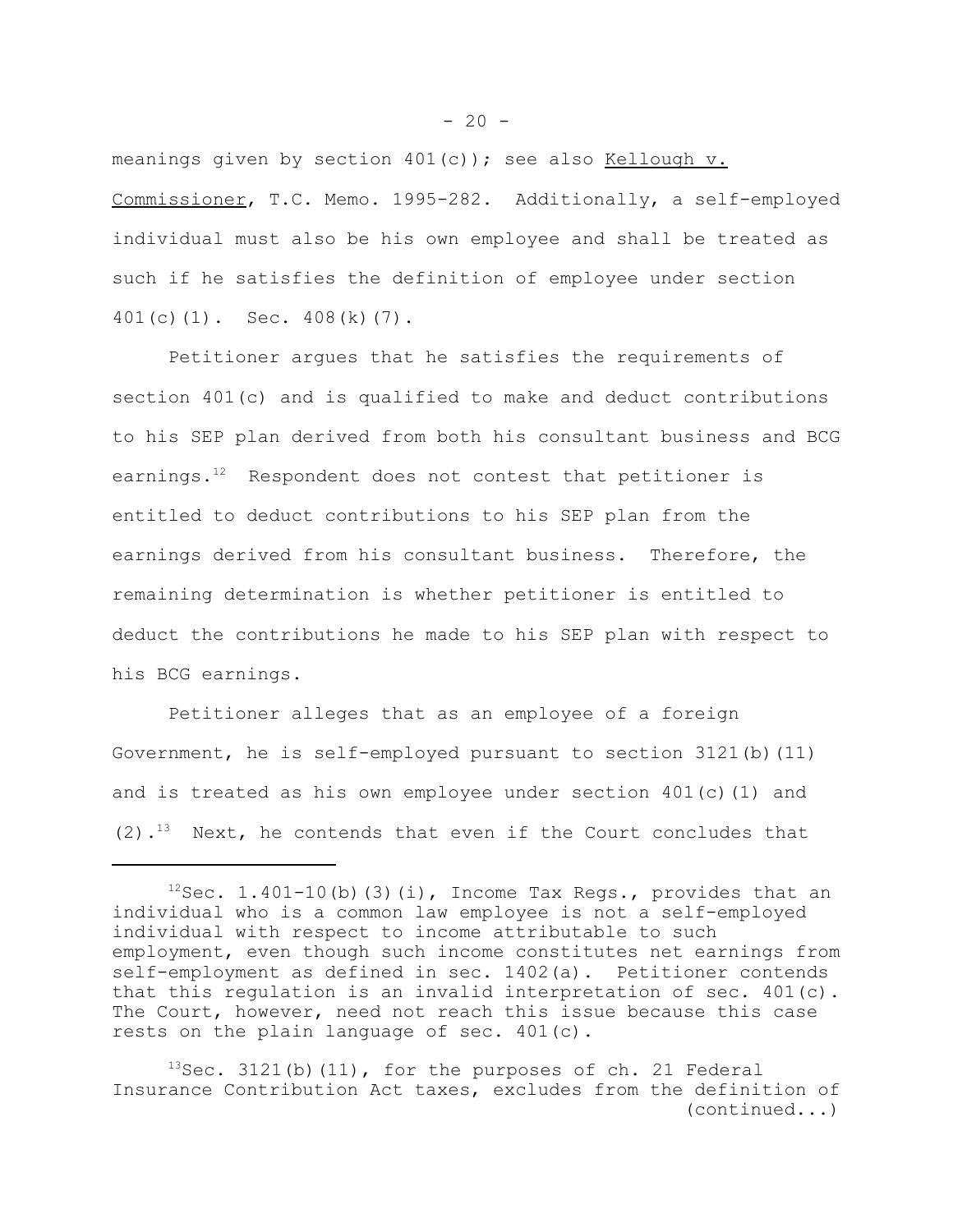meanings given by section 401(c)); see also Kellough v. Commissioner, T.C. Memo. 1995-282. Additionally, a self-employed individual must also be his own employee and shall be treated as such if he satisfies the definition of employee under section 401(c)(1). Sec. 408(k)(7).

Petitioner argues that he satisfies the requirements of section 401(c) and is qualified to make and deduct contributions to his SEP plan derived from both his consultant business and BCG earnings.[12] Respondent does not contest that petitioner is entitled to deduct contributions to his SEP plan from the earnings derived from his consultant business. Therefore, the remaining determination is whether petitioner is entitled to deduct the contributions he made to his SEP plan with respect to his BCG earnings.

Petitioner alleges that as an employee of a foreign Government, he is self-employed pursuant to section 3121(b)(11) and is treated as his own employee under section 401(c)(1) and (2).[13] Next, he contends that even if the Court concludes that

---

[12]Sec. 1.401-10(b)(3)(i), Income Tax Regs., provides that an individual who is a common law employee is not a self-employed individual with respect to income attributable to such employment, even though such income constitutes net earnings from self-employment as defined in sec. 1402(a). Petitioner contends that this regulation is an invalid interpretation of sec. 401(c). The Court, however, need not reach this issue because this case rests on the plain language of sec. 401(c).

[13]Sec. 3121(b)(11), for the purposes of ch. 21 Federal Insurance Contribution Act taxes, excludes from the definition of (continued...)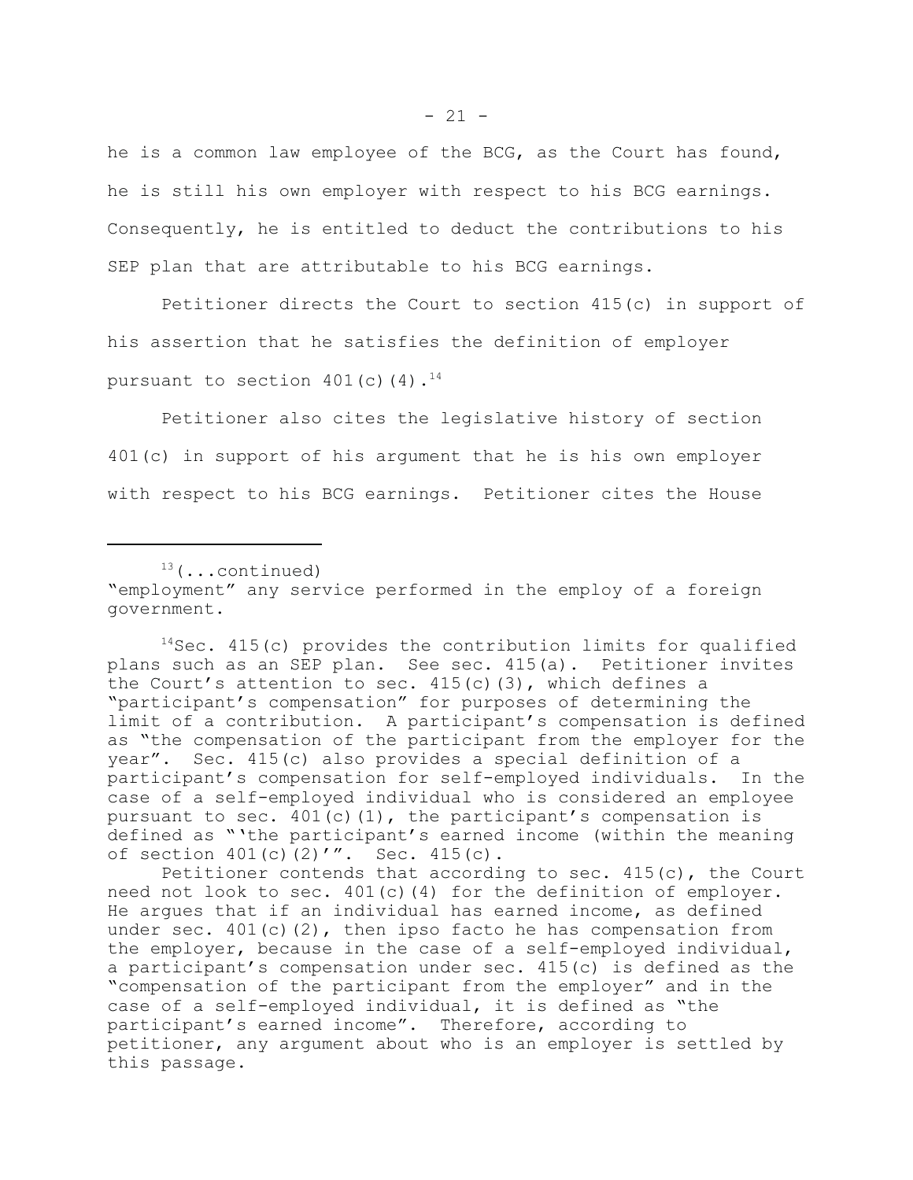he is a common law employee of the BCG, as the Court has found, he is still his own employer with respect to his BCG earnings. Consequently, he is entitled to deduct the contributions to his SEP plan that are attributable to his BCG earnings.

Petitioner directs the Court to section 415(c) in support of his assertion that he satisfies the definition of employer pursuant to section 401(c)(4).[14]

Petitioner also cites the legislative history of section 401(c) in support of his argument that he is his own employer with respect to his BCG earnings. Petitioner cites the House

---

[13](...continued)
"employment" any service performed in the employ of a foreign government.

[14]Sec. 415(c) provides the contribution limits for qualified plans such as an SEP plan. See sec. 415(a). Petitioner invites the Court's attention to sec. 415(c)(3), which defines a "participant's compensation" for purposes of determining the limit of a contribution. A participant's compensation is defined as "the compensation of the participant from the employer for the year". Sec. 415(c) also provides a special definition of a participant's compensation for self-employed individuals. In the case of a self-employed individual who is considered an employee pursuant to sec. 401(c)(1), the participant's compensation is defined as "'the participant's earned income (within the meaning of section 401(c)(2)'". Sec. 415(c).

Petitioner contends that according to sec. 415(c), the Court need not look to sec. 401(c)(4) for the definition of employer. He argues that if an individual has earned income, as defined under sec. 401(c)(2), then ipso facto he has compensation from the employer, because in the case of a self-employed individual, a participant's compensation under sec. 415(c) is defined as the "compensation of the participant from the employer" and in the case of a self-employed individual, it is defined as "the participant's earned income". Therefore, according to petitioner, any argument about who is an employer is settled by this passage.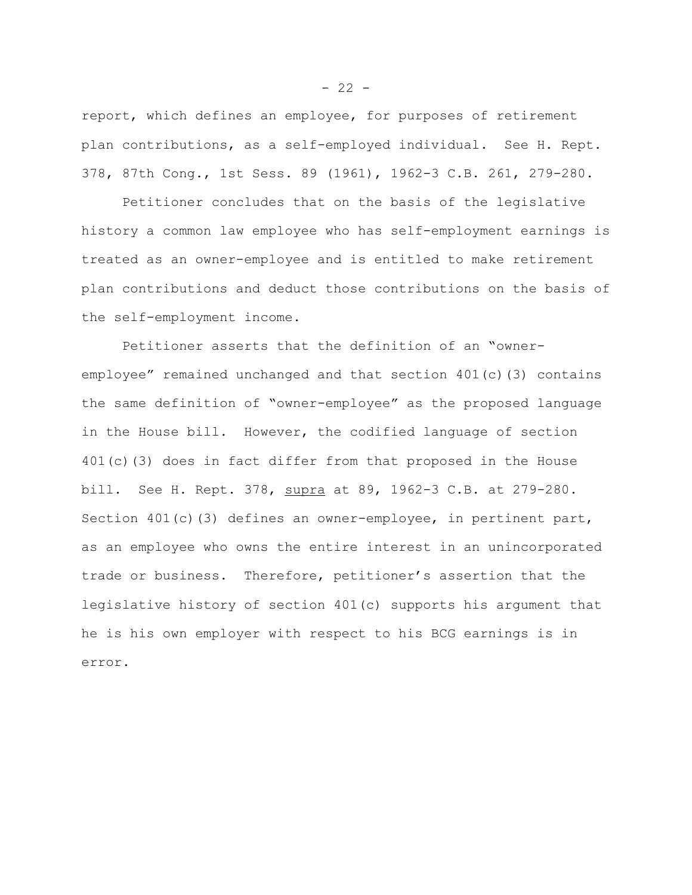report, which defines an employee, for purposes of retirement plan contributions, as a self-employed individual. See H. Rept. 378, 87th Cong., 1st Sess. 89 (1961), 1962-3 C.B. 261, 279-280.

Petitioner concludes that on the basis of the legislative history a common law employee who has self-employment earnings is treated as an owner-employee and is entitled to make retirement plan contributions and deduct those contributions on the basis of the self-employment income.

Petitioner asserts that the definition of an "owner-employee" remained unchanged and that section 401(c)(3) contains the same definition of "owner-employee" as the proposed language in the House bill. However, the codified language of section 401(c)(3) does in fact differ from that proposed in the House bill. See H. Rept. 378, supra at 89, 1962-3 C.B. at 279-280. Section 401(c)(3) defines an owner-employee, in pertinent part, as an employee who owns the entire interest in an unincorporated trade or business. Therefore, petitioner's assertion that the legislative history of section 401(c) supports his argument that he is his own employer with respect to his BCG earnings is in error.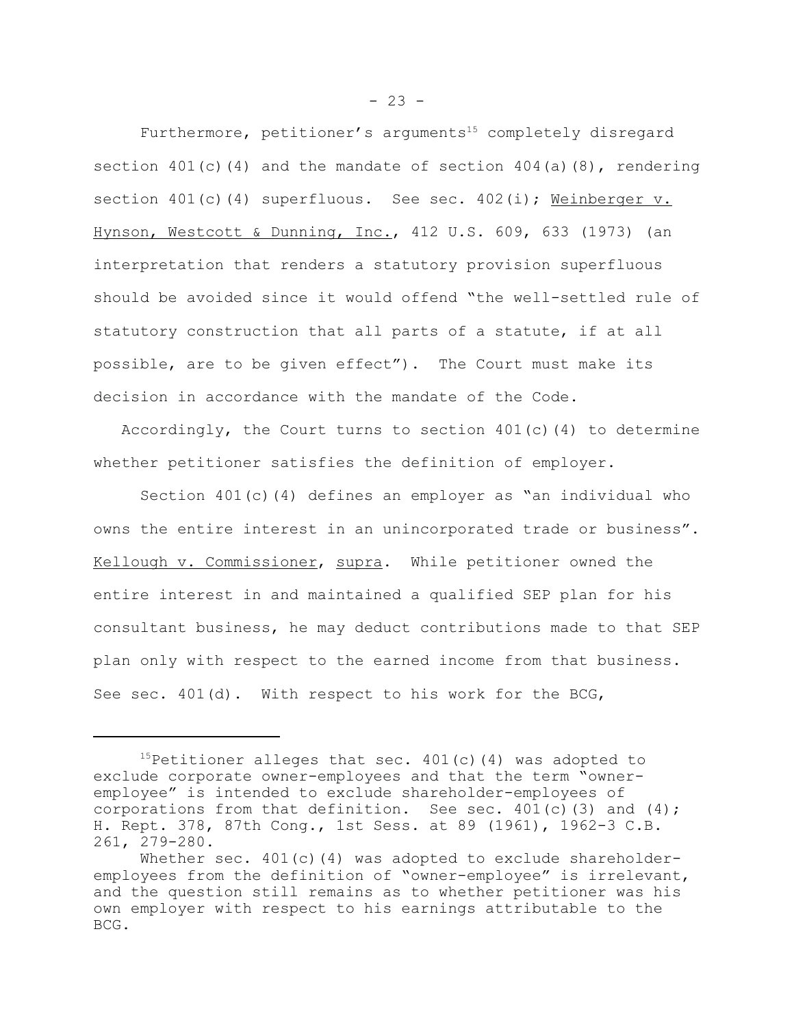Furthermore, petitioner's arguments[15] completely disregard section 401(c)(4) and the mandate of section 404(a)(8), rendering section 401(c)(4) superfluous. See sec. 402(i); Weinberger v. Hynson, Westcott & Dunning, Inc., 412 U.S. 609, 633 (1973) (an interpretation that renders a statutory provision superfluous should be avoided since it would offend "the well-settled rule of statutory construction that all parts of a statute, if at all possible, are to be given effect"). The Court must make its decision in accordance with the mandate of the Code.

Accordingly, the Court turns to section 401(c)(4) to determine whether petitioner satisfies the definition of employer.

Section 401(c)(4) defines an employer as "an individual who owns the entire interest in an unincorporated trade or business". Kellough v. Commissioner, supra. While petitioner owned the entire interest in and maintained a qualified SEP plan for his consultant business, he may deduct contributions made to that SEP plan only with respect to the earned income from that business. See sec. 401(d). With respect to his work for the BCG,

---

[15] Petitioner alleges that sec. 401(c)(4) was adopted to exclude corporate owner-employees and that the term "owner-employee" is intended to exclude shareholder-employees of corporations from that definition. See sec. 401(c)(3) and (4); H. Rept. 378, 87th Cong., 1st Sess. at 89 (1961), 1962-3 C.B. 261, 279-280.

Whether sec. 401(c)(4) was adopted to exclude shareholder-employees from the definition of "owner-employee" is irrelevant, and the question still remains as to whether petitioner was his own employer with respect to his earnings attributable to the BCG.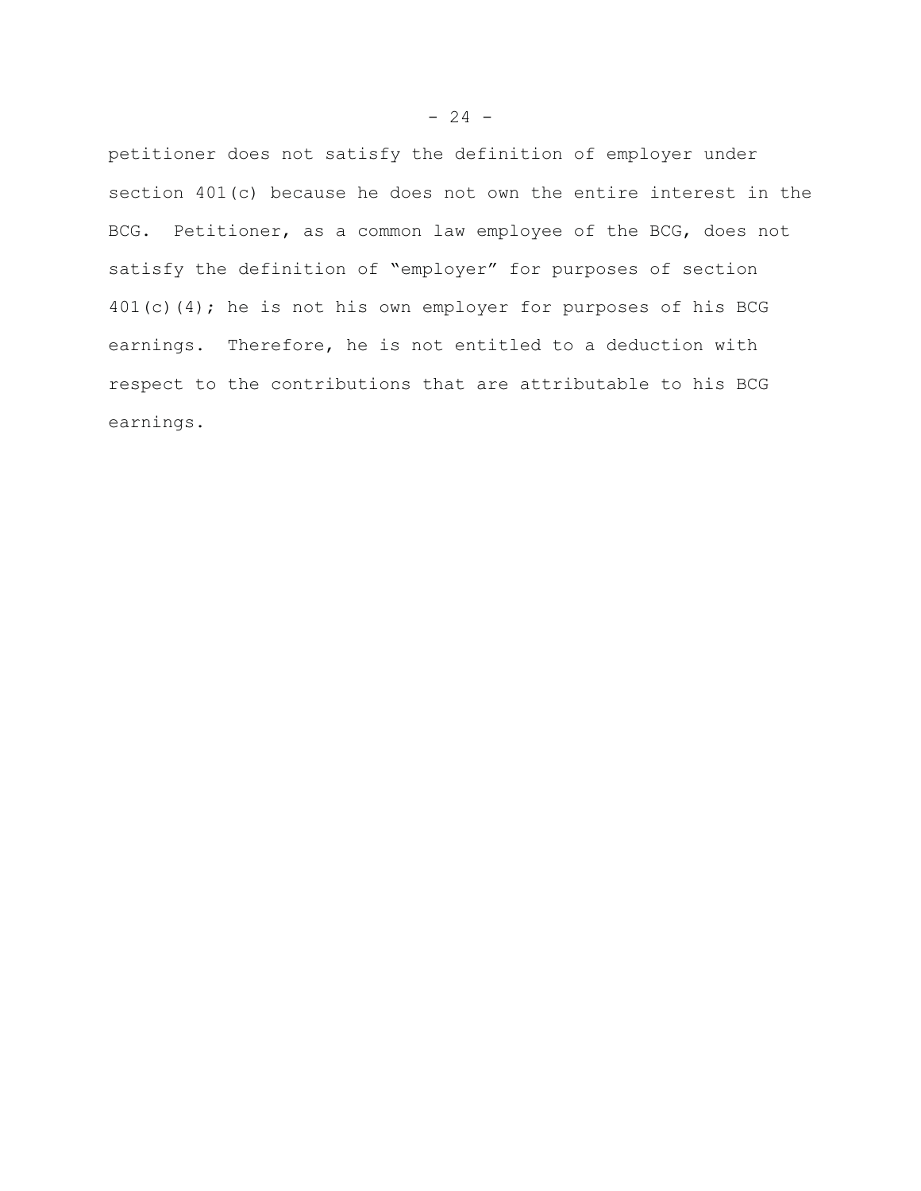petitioner does not satisfy the definition of employer under section 401(c) because he does not own the entire interest in the BCG. Petitioner, as a common law employee of the BCG, does not satisfy the definition of "employer" for purposes of section 401(c)(4); he is not his own employer for purposes of his BCG earnings. Therefore, he is not entitled to a deduction with respect to the contributions that are attributable to his BCG earnings.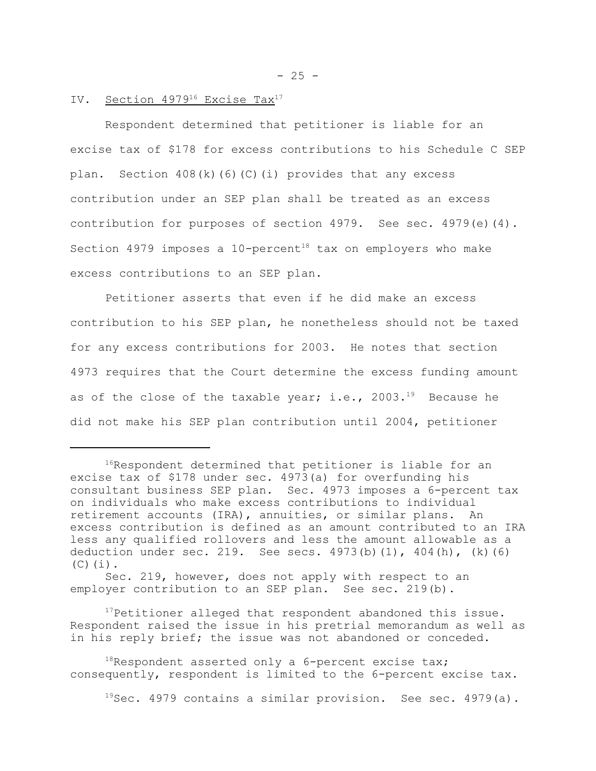## IV. Section 4979[16] Excise Tax[17]

Respondent determined that petitioner is liable for an excise tax of $178 for excess contributions to his Schedule C SEP plan. Section 408(k)(6)(C)(i) provides that any excess contribution under an SEP plan shall be treated as an excess contribution for purposes of section 4979. See sec. 4979(e)(4). Section 4979 imposes a 10-percent[18] tax on employers who make excess contributions to an SEP plan.

Petitioner asserts that even if he did make an excess contribution to his SEP plan, he nonetheless should not be taxed for any excess contributions for 2003. He notes that section 4973 requires that the Court determine the excess funding amount as of the close of the taxable year; i.e., 2003.[19] Because he did not make his SEP plan contribution until 2004, petitioner

---

[16]Respondent determined that petitioner is liable for an excise tax of $178 under sec. 4973(a) for overfunding his consultant business SEP plan. Sec. 4973 imposes a 6-percent tax on individuals who make excess contributions to individual retirement accounts (IRA), annuities, or similar plans. An excess contribution is defined as an amount contributed to an IRA less any qualified rollovers and less the amount allowable as a deduction under sec. 219. See secs. 4973(b)(1), 404(h), (k)(6)(C)(i).

Sec. 219, however, does not apply with respect to an employer contribution to an SEP plan. See sec. 219(b).

[17]Petitioner alleged that respondent abandoned this issue. Respondent raised the issue in his pretrial memorandum as well as in his reply brief; the issue was not abandoned or conceded.

[18]Respondent asserted only a 6-percent excise tax; consequently, respondent is limited to the 6-percent excise tax.

[19]Sec. 4979 contains a similar provision. See sec. 4979(a).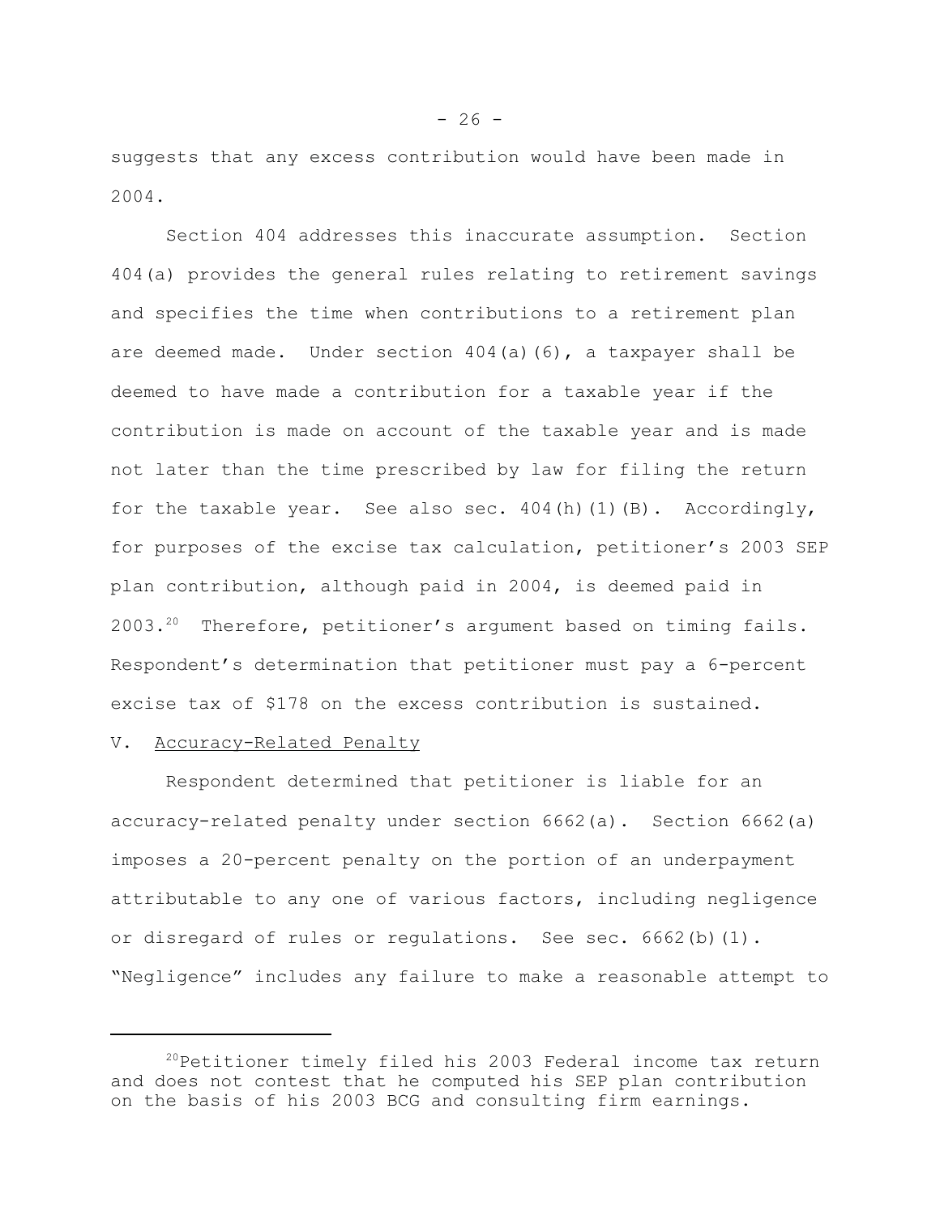suggests that any excess contribution would have been made in 2004.

Section 404 addresses this inaccurate assumption. Section 404(a) provides the general rules relating to retirement savings and specifies the time when contributions to a retirement plan are deemed made. Under section 404(a)(6), a taxpayer shall be deemed to have made a contribution for a taxable year if the contribution is made on account of the taxable year and is made not later than the time prescribed by law for filing the return for the taxable year. See also sec. 404(h)(1)(B). Accordingly, for purposes of the excise tax calculation, petitioner's 2003 SEP plan contribution, although paid in 2004, is deemed paid in 2003.[20] Therefore, petitioner's argument based on timing fails. Respondent's determination that petitioner must pay a 6-percent excise tax of $178 on the excess contribution is sustained.

V. Accuracy-Related Penalty

Respondent determined that petitioner is liable for an accuracy-related penalty under section 6662(a). Section 6662(a) imposes a 20-percent penalty on the portion of an underpayment attributable to any one of various factors, including negligence or disregard of rules or regulations. See sec. 6662(b)(1). "Negligence" includes any failure to make a reasonable attempt to

---

[20] Petitioner timely filed his 2003 Federal income tax return and does not contest that he computed his SEP plan contribution on the basis of his 2003 BCG and consulting firm earnings.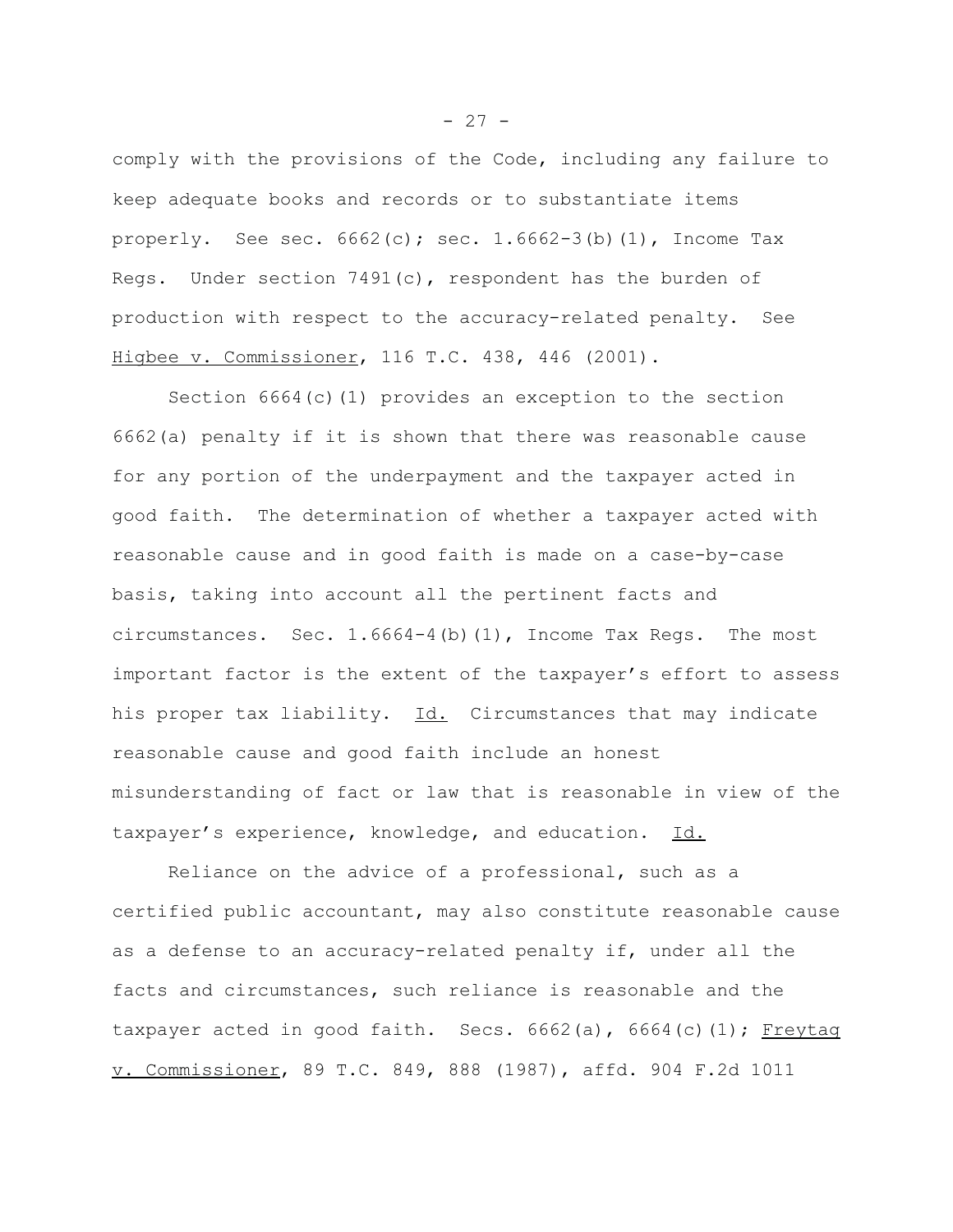comply with the provisions of the Code, including any failure to keep adequate books and records or to substantiate items properly. See sec. 6662(c); sec. 1.6662-3(b)(1), Income Tax Regs. Under section 7491(c), respondent has the burden of production with respect to the accuracy-related penalty. See Higbee v. Commissioner, 116 T.C. 438, 446 (2001).

Section 6664(c)(1) provides an exception to the section 6662(a) penalty if it is shown that there was reasonable cause for any portion of the underpayment and the taxpayer acted in good faith. The determination of whether a taxpayer acted with reasonable cause and in good faith is made on a case-by-case basis, taking into account all the pertinent facts and circumstances. Sec. 1.6664-4(b)(1), Income Tax Regs. The most important factor is the extent of the taxpayer's effort to assess his proper tax liability. Id. Circumstances that may indicate reasonable cause and good faith include an honest misunderstanding of fact or law that is reasonable in view of the taxpayer's experience, knowledge, and education. Id.

Reliance on the advice of a professional, such as a certified public accountant, may also constitute reasonable cause as a defense to an accuracy-related penalty if, under all the facts and circumstances, such reliance is reasonable and the taxpayer acted in good faith. Secs. 6662(a), 6664(c)(1); Freytag v. Commissioner, 89 T.C. 849, 888 (1987), affd. 904 F.2d 1011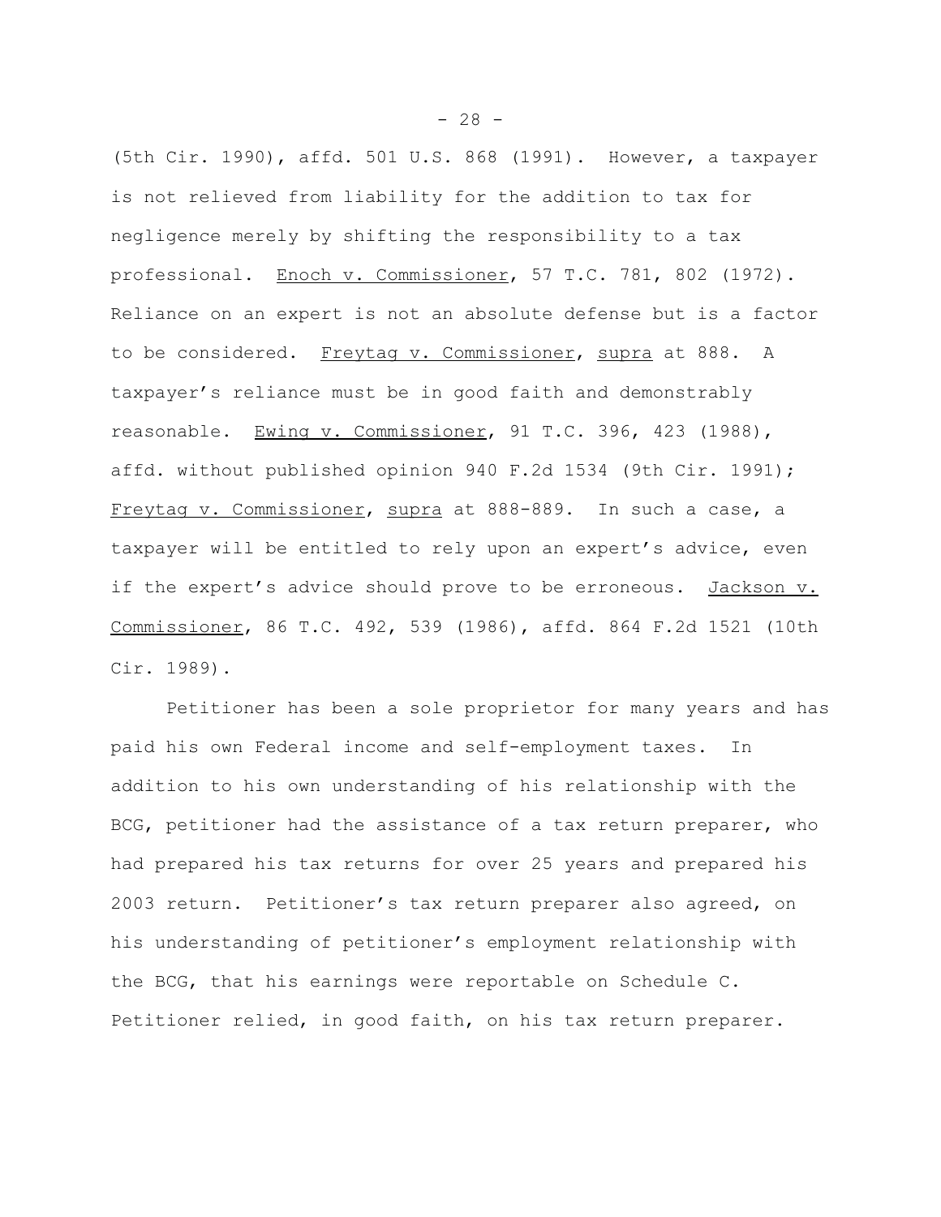(5th Cir. 1990), affd. 501 U.S. 868 (1991). However, a taxpayer is not relieved from liability for the addition to tax for negligence merely by shifting the responsibility to a tax professional. Enoch v. Commissioner, 57 T.C. 781, 802 (1972). Reliance on an expert is not an absolute defense but is a factor to be considered. Freytag v. Commissioner, supra at 888. A taxpayer's reliance must be in good faith and demonstrably reasonable. Ewing v. Commissioner, 91 T.C. 396, 423 (1988), affd. without published opinion 940 F.2d 1534 (9th Cir. 1991); Freytag v. Commissioner, supra at 888-889. In such a case, a taxpayer will be entitled to rely upon an expert's advice, even if the expert's advice should prove to be erroneous. Jackson v. Commissioner, 86 T.C. 492, 539 (1986), affd. 864 F.2d 1521 (10th Cir. 1989).

Petitioner has been a sole proprietor for many years and has paid his own Federal income and self-employment taxes. In addition to his own understanding of his relationship with the BCG, petitioner had the assistance of a tax return preparer, who had prepared his tax returns for over 25 years and prepared his 2003 return. Petitioner's tax return preparer also agreed, on his understanding of petitioner's employment relationship with the BCG, that his earnings were reportable on Schedule C. Petitioner relied, in good faith, on his tax return preparer.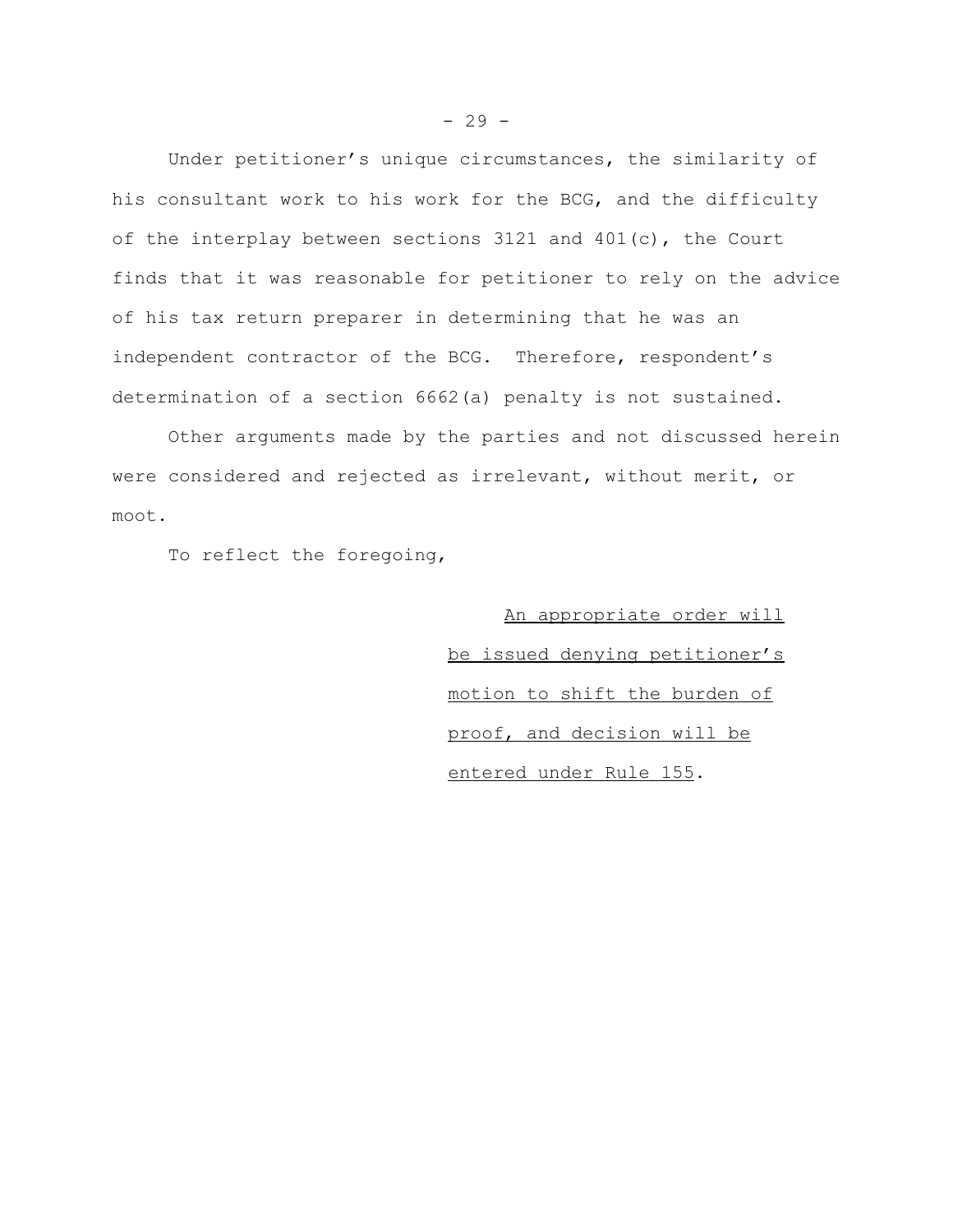Under petitioner’s unique circumstances, the similarity of his consultant work to his work for the BCG, and the difficulty of the interplay between sections 3121 and 401(c), the Court finds that it was reasonable for petitioner to rely on the advice of his tax return preparer in determining that he was an independent contractor of the BCG. Therefore, respondent’s determination of a section 6662(a) penalty is not sustained.

Other arguments made by the parties and not discussed herein were considered and rejected as irrelevant, without merit, or moot.

To reflect the foregoing,

<u>An appropriate order will be issued denying petitioner’s motion to shift the burden of proof, and decision will be entered under Rule 155</u>.